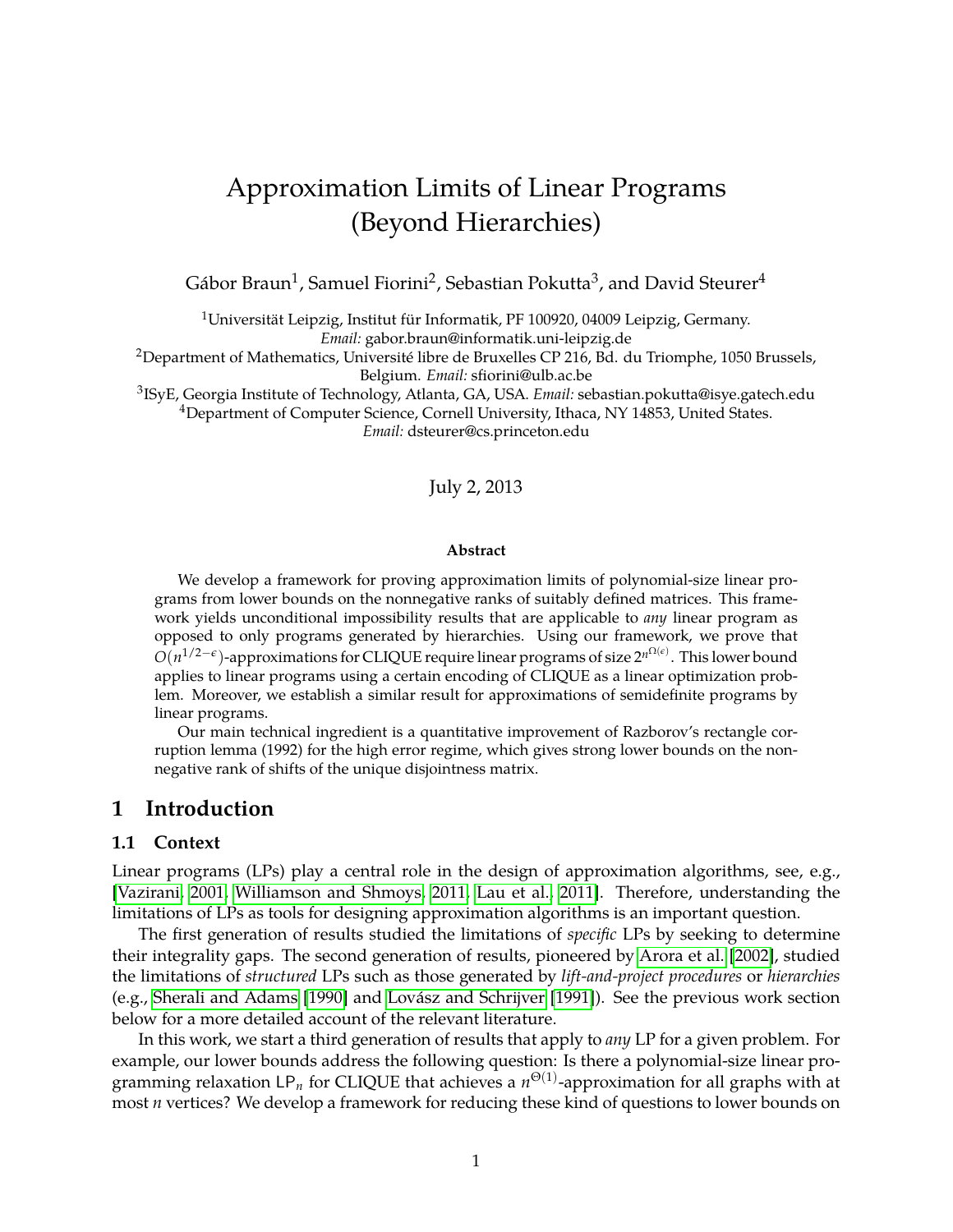# Approximation Limits of Linear Programs (Beyond Hierarchies)

Gábor Braun[1], Samuel Fiorini[2], Sebastian Pokutta[3], and David Steurer[4]

[1]Universität Leipzig, Institut für Informatik, PF 100920, 04009 Leipzig, Germany. *Email:* gabor.braun@informatik.uni-leipzig.de

[2]Department of Mathematics, Université libre de Bruxelles CP 216, Bd. du Triomphe, 1050 Brussels, Belgium. *Email:* sfiorini@ulb.ac.be

[3]ISyE, Georgia Institute of Technology, Atlanta, GA, USA. *Email:* sebastian.pokutta@isye.gatech.edu

[4]Department of Computer Science, Cornell University, Ithaca, NY 14853, United States. *Email:* dsteurer@cs.princeton.edu

July 2, 2013

**Abstract**

We develop a framework for proving approximation limits of polynomial-size linear programs from lower bounds on the nonnegative ranks of suitably defined matrices. This framework yields unconditional impossibility results that are applicable to *any* linear program as opposed to only programs generated by hierarchies. Using our framework, we prove that $O(n^{1/2-\epsilon})$-approximations for CLIQUE require linear programs of size $2^{n^{\Omega(\epsilon)}}$. This lower bound applies to linear programs using a certain encoding of CLIQUE as a linear optimization problem. Moreover, we establish a similar result for approximations of semidefinite programs by linear programs.

Our main technical ingredient is a quantitative improvement of Razborov's rectangle corruption lemma (1992) for the high error regime, which gives strong lower bounds on the nonnegative rank of shifts of the unique disjointness matrix.

## 1 Introduction

### 1.1 Context

Linear programs (LPs) play a central role in the design of approximation algorithms, see, e.g., [Vazirani, 2001, Williamson and Shmoys, 2011, Lau et al., 2011]. Therefore, understanding the limitations of LPs as tools for designing approximation algorithms is an important question.

The first generation of results studied the limitations of *specific* LPs by seeking to determine their integrality gaps. The second generation of results, pioneered by Arora et al. [2002], studied the limitations of *structured* LPs such as those generated by *lift-and-project procedures* or *hierarchies* (e.g., Sherali and Adams [1990] and Lovász and Schrijver [1991]). See the previous work section below for a more detailed account of the relevant literature.

In this work, we start a third generation of results that apply to *any* LP for a given problem. For example, our lower bounds address the following question: Is there a polynomial-size linear programming relaxation $\mathsf{LP}_n$ for CLIQUE that achieves a $n^{\Theta(1)}$-approximation for all graphs with at most $n$ vertices? We develop a framework for reducing these kind of questions to lower bounds on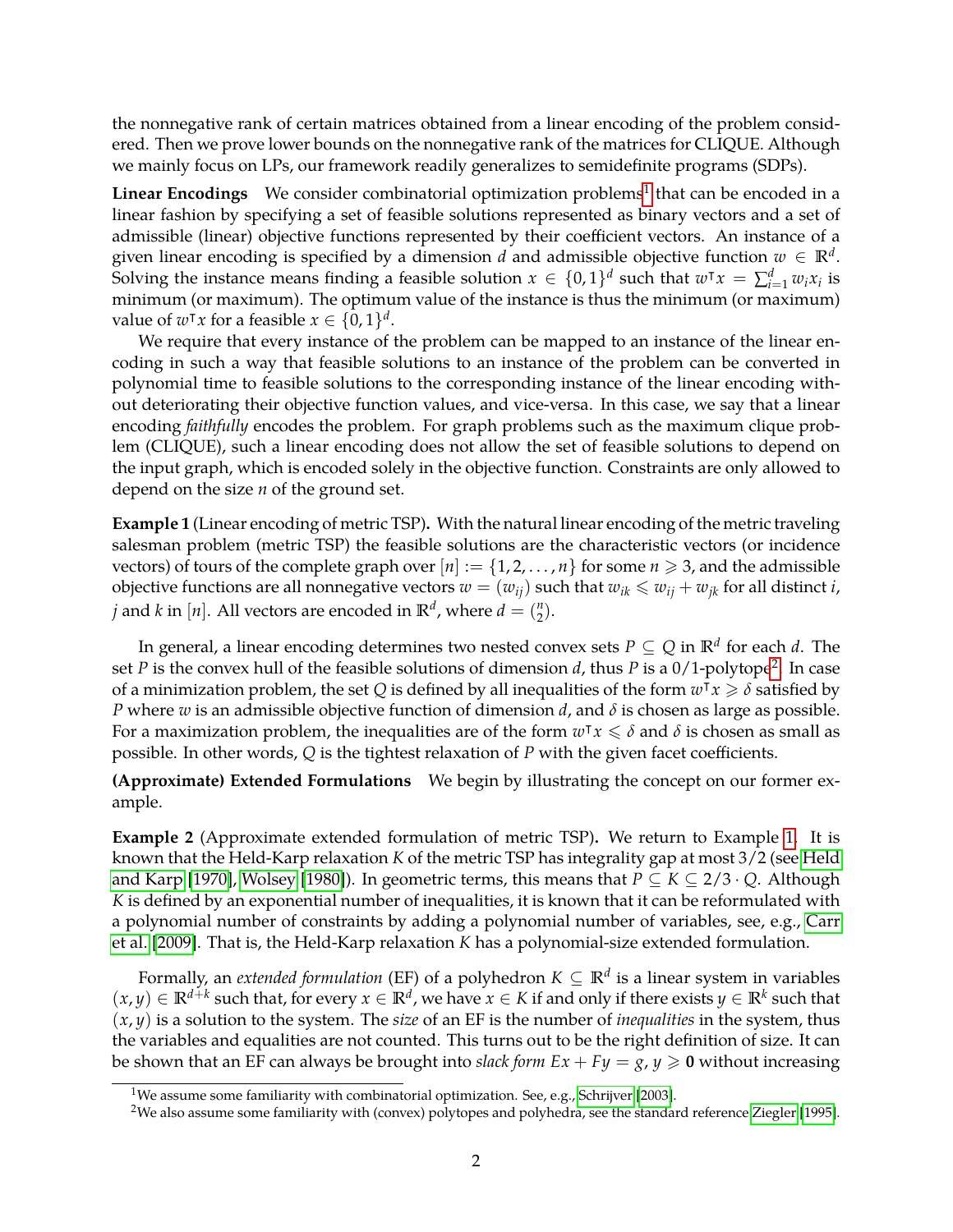the nonnegative rank of certain matrices obtained from a linear encoding of the problem considered. Then we prove lower bounds on the nonnegative rank of the matrices for CLIQUE. Although we mainly focus on LPs, our framework readily generalizes to semidefinite programs (SDPs).

**Linear Encodings** We consider combinatorial optimization problems[1] that can be encoded in a linear fashion by specifying a set of feasible solutions represented as binary vectors and a set of admissible (linear) objective functions represented by their coefficient vectors. An instance of a given linear encoding is specified by a dimension $d$ and admissible objective function $w \in \mathbb{R}^d$. Solving the instance means finding a feasible solution $x \in \{0,1\}^d$ such that $w^\intercal x = \sum_{i=1}^d w_i x_i$ is minimum (or maximum). The optimum value of the instance is thus the minimum (or maximum) value of $w^\intercal x$ for a feasible $x \in \{0,1\}^d$.

We require that every instance of the problem can be mapped to an instance of the linear encoding in such a way that feasible solutions to an instance of the problem can be converted in polynomial time to feasible solutions to the corresponding instance of the linear encoding without deteriorating their objective function values, and vice-versa. In this case, we say that a linear encoding *faithfully* encodes the problem. For graph problems such as the maximum clique problem (CLIQUE), such a linear encoding does not allow the set of feasible solutions to depend on the input graph, which is encoded solely in the objective function. Constraints are only allowed to depend on the size $n$ of the ground set.

**Example 1** (Linear encoding of metric TSP)**.** With the natural linear encoding of the metric traveling salesman problem (metric TSP) the feasible solutions are the characteristic vectors (or incidence vectors) of tours of the complete graph over $[n] := \{1, 2, \ldots, n\}$ for some $n \geqslant 3$, and the admissible objective functions are all nonnegative vectors $w = (w_{ij})$ such that $w_{ik} \leqslant w_{ij} + w_{jk}$ for all distinct $i$, $j$ and $k$ in $[n]$. All vectors are encoded in $\mathbb{R}^d$, where $d = \binom{n}{2}$.

In general, a linear encoding determines two nested convex sets $P \subseteq Q$ in $\mathbb{R}^d$ for each $d$. The set $P$ is the convex hull of the feasible solutions of dimension $d$, thus $P$ is a 0/1-polytope[2]. In case of a minimization problem, the set $Q$ is defined by all inequalities of the form $w^\intercal x \geqslant \delta$ satisfied by $P$ where $w$ is an admissible objective function of dimension $d$, and $\delta$ is chosen as large as possible. For a maximization problem, the inequalities are of the form $w^\intercal x \leqslant \delta$ and $\delta$ is chosen as small as possible. In other words, $Q$ is the tightest relaxation of $P$ with the given facet coefficients.

**(Approximate) Extended Formulations** We begin by illustrating the concept on our former example.

**Example 2** (Approximate extended formulation of metric TSP)**.** We return to Example 1. It is known that the Held-Karp relaxation $K$ of the metric TSP has integrality gap at most $3/2$ (see Held and Karp [1970], Wolsey [1980]). In geometric terms, this means that $P \subseteq K \subseteq 2/3 \cdot Q$. Although $K$ is defined by an exponential number of inequalities, it is known that it can be reformulated with a polynomial number of constraints by adding a polynomial number of variables, see, e.g., Carr et al. [2009]. That is, the Held-Karp relaxation $K$ has a polynomial-size extended formulation.

Formally, an *extended formulation* (EF) of a polyhedron $K \subseteq \mathbb{R}^d$ is a linear system in variables $(x, y) \in \mathbb{R}^{d+k}$ such that, for every $x \in \mathbb{R}^d$, we have $x \in K$ if and only if there exists $y \in \mathbb{R}^k$ such that $(x, y)$ is a solution to the system. The *size* of an EF is the number of *inequalities* in the system, thus the variables and equalities are not counted. This turns out to be the right definition of size. It can be shown that an EF can always be brought into *slack form* $Ex + Fy = g$, $y \geqslant \mathbf{0}$ without increasing

[1] We assume some familiarity with combinatorial optimization. See, e.g., Schrijver [2003].

[2] We also assume some familiarity with (convex) polytopes and polyhedra, see the standard reference Ziegler [1995].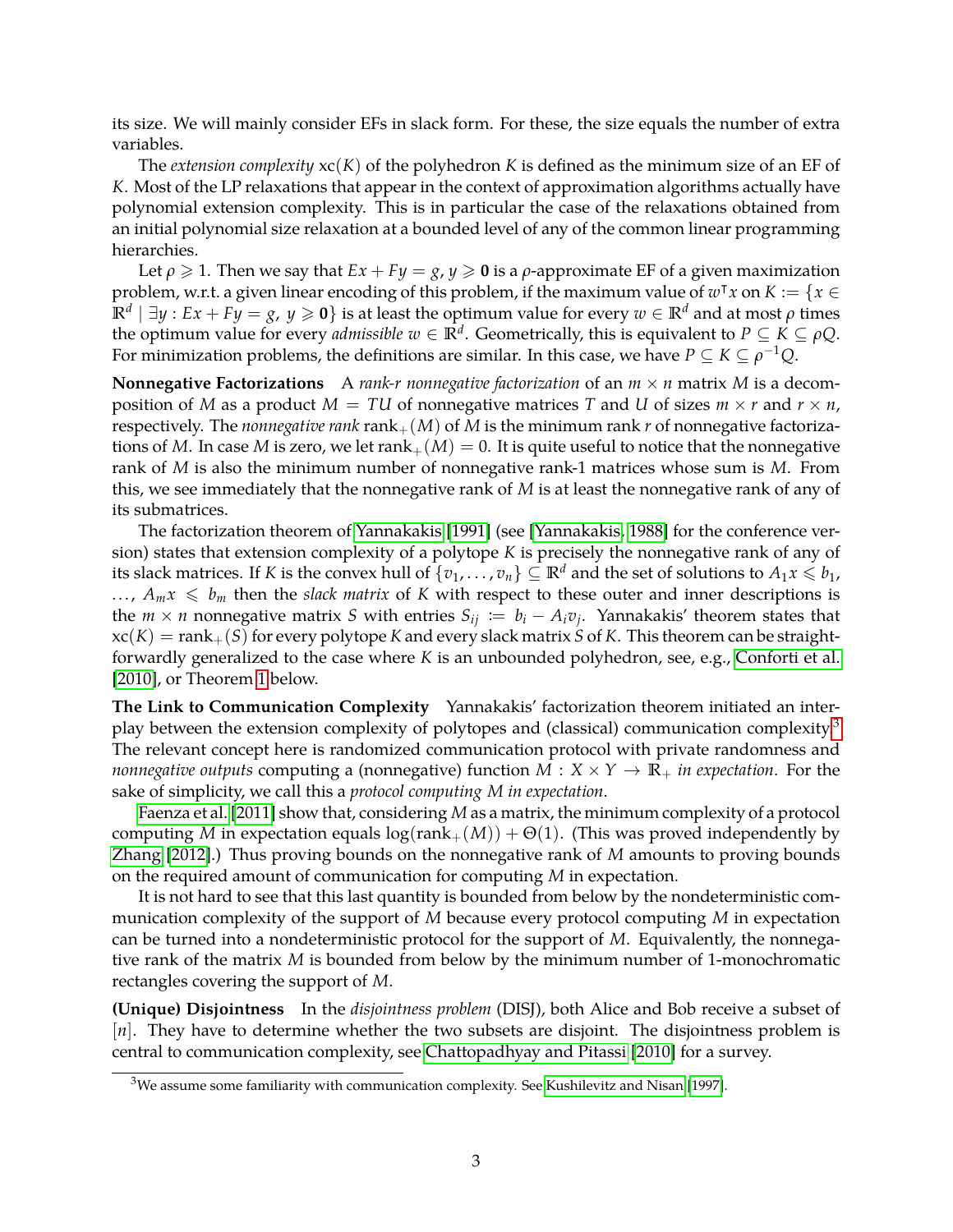its size. We will mainly consider EFs in slack form. For these, the size equals the number of extra variables.

The *extension complexity* $\mathrm{xc}(K)$ of the polyhedron $K$ is defined as the minimum size of an EF of $K$. Most of the LP relaxations that appear in the context of approximation algorithms actually have polynomial extension complexity. This is in particular the case of the relaxations obtained from an initial polynomial size relaxation at a bounded level of any of the common linear programming hierarchies.

Let $\rho \geqslant 1$. Then we say that $Ex + Fy = g$, $y \geqslant \mathbf{0}$ is a $\rho$-approximate EF of a given maximization problem, w.r.t. a given linear encoding of this problem, if the maximum value of $w^\intercal x$ on $K := \{x \in \mathbb{R}^d \mid \exists y : Ex + Fy = g,\ y \geqslant \mathbf{0}\}$ is at least the optimum value for every $w \in \mathbb{R}^d$ and at most $\rho$ times the optimum value for every *admissible* $w \in \mathbb{R}^d$. Geometrically, this is equivalent to $P \subseteq K \subseteq \rho Q$. For minimization problems, the definitions are similar. In this case, we have $P \subseteq K \subseteq \rho^{-1} Q$.

**Nonnegative Factorizations** A *rank-$r$ nonnegative factorization* of an $m \times n$ matrix $M$ is a decomposition of $M$ as a product $M = TU$ of nonnegative matrices $T$ and $U$ of sizes $m \times r$ and $r \times n$, respectively. The *nonnegative rank* $\mathrm{rank}_+(M)$ of $M$ is the minimum rank $r$ of nonnegative factorizations of $M$. In case $M$ is zero, we let $\mathrm{rank}_+(M) = 0$. It is quite useful to notice that the nonnegative rank of $M$ is also the minimum number of nonnegative rank-1 matrices whose sum is $M$. From this, we see immediately that the nonnegative rank of $M$ is at least the nonnegative rank of any of its submatrices.

The factorization theorem of Yannakakis [1991] (see [Yannakakis, 1988] for the conference version) states that extension complexity of a polytope $K$ is precisely the nonnegative rank of any of its slack matrices. If $K$ is the convex hull of $\{v_1, \ldots, v_n\} \subseteq \mathbb{R}^d$ and the set of solutions to $A_1 x \leqslant b_1$, $\ldots$, $A_m x \leqslant b_m$ then the *slack matrix* of $K$ with respect to these outer and inner descriptions is the $m \times n$ nonnegative matrix $S$ with entries $S_{ij} := b_i - A_i v_j$. Yannakakis' theorem states that $\mathrm{xc}(K) = \mathrm{rank}_+(S)$ for every polytope $K$ and every slack matrix $S$ of $K$. This theorem can be straightforwardly generalized to the case where $K$ is an unbounded polyhedron, see, e.g., Conforti et al. [2010], or Theorem 1 below.

**The Link to Communication Complexity** Yannakakis' factorization theorem initiated an interplay between the extension complexity of polytopes and (classical) communication complexity.[3] The relevant concept here is randomized communication protocol with private randomness and *nonnegative outputs* computing a (nonnegative) function $M : X \times Y \to \mathbb{R}_+$ *in expectation*. For the sake of simplicity, we call this a *protocol computing $M$ in expectation*.

Faenza et al. [2011] show that, considering $M$ as a matrix, the minimum complexity of a protocol computing $M$ in expectation equals $\log(\mathrm{rank}_+(M)) + \Theta(1)$. (This was proved independently by Zhang [2012].) Thus proving bounds on the nonnegative rank of $M$ amounts to proving bounds on the required amount of communication for computing $M$ in expectation.

It is not hard to see that this last quantity is bounded from below by the nondeterministic communication complexity of the support of $M$ because every protocol computing $M$ in expectation can be turned into a nondeterministic protocol for the support of $M$. Equivalently, the nonnegative rank of the matrix $M$ is bounded from below by the minimum number of 1-monochromatic rectangles covering the support of $M$.

**(Unique) Disjointness** In the *disjointness problem* (DISJ), both Alice and Bob receive a subset of $[n]$. They have to determine whether the two subsets are disjoint. The disjointness problem is central to communication complexity, see Chattopadhyay and Pitassi [2010] for a survey.

[3] We assume some familiarity with communication complexity. See Kushilevitz and Nisan [1997].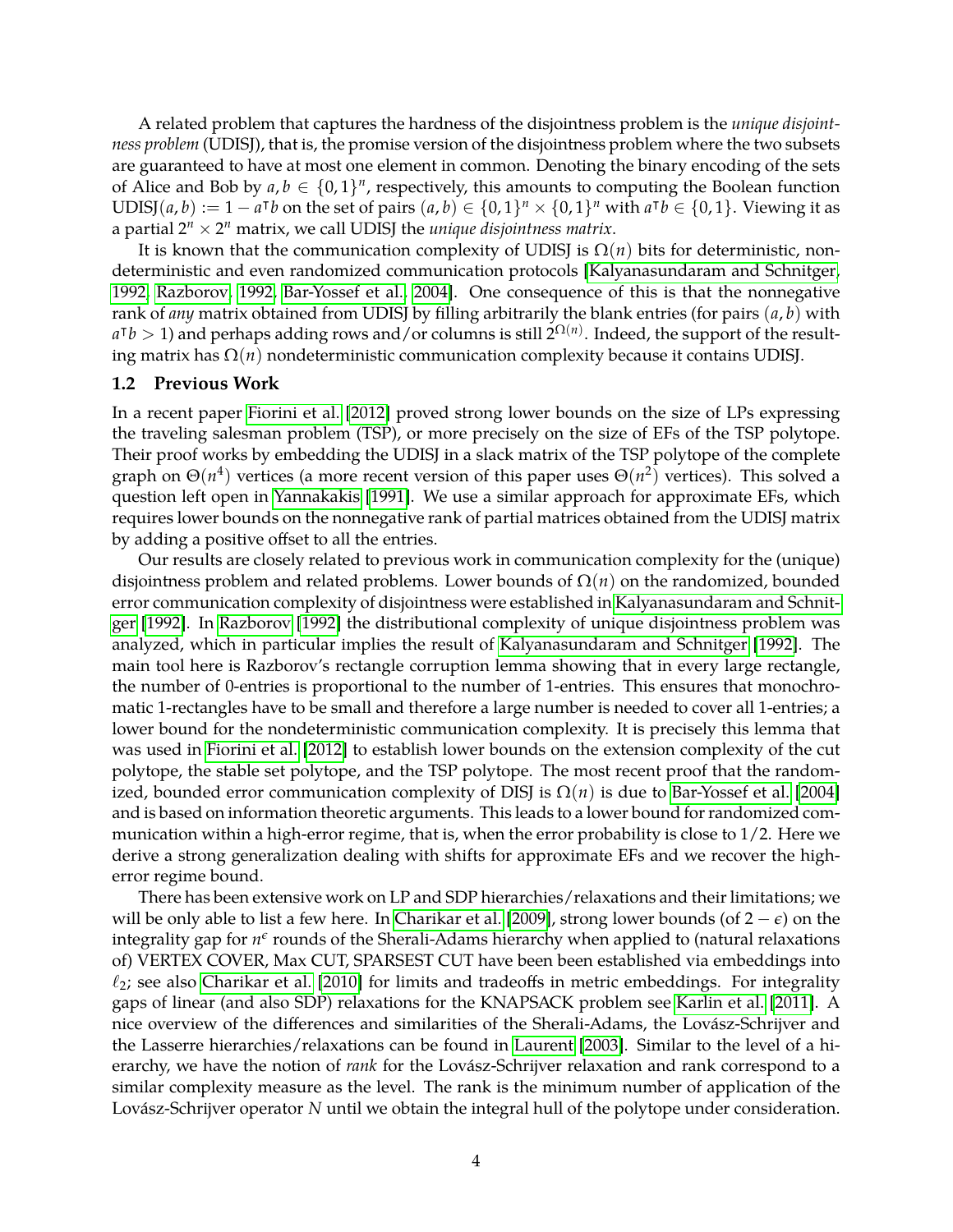A related problem that captures the hardness of the disjointness problem is the *unique disjointness problem* (UDISJ), that is, the promise version of the disjointness problem where the two subsets are guaranteed to have at most one element in common. Denoting the binary encoding of the sets of Alice and Bob by $a, b \in \{0,1\}^n$, respectively, this amounts to computing the Boolean function $\text{UDISJ}(a,b) := 1 - a^\intercal b$ on the set of pairs $(a,b) \in \{0,1\}^n \times \{0,1\}^n$ with $a^\intercal b \in \{0,1\}$. Viewing it as a partial $2^n \times 2^n$ matrix, we call UDISJ the *unique disjointness matrix*.

It is known that the communication complexity of UDISJ is $\Omega(n)$ bits for deterministic, nondeterministic and even randomized communication protocols [Kalyanasundaram and Schnitger, 1992, Razborov, 1992, Bar-Yossef et al., 2004]. One consequence of this is that the nonnegative rank of *any* matrix obtained from UDISJ by filling arbitrarily the blank entries (for pairs $(a,b)$ with $a^\intercal b > 1$) and perhaps adding rows and/or columns is still $2^{\Omega(n)}$. Indeed, the support of the resulting matrix has $\Omega(n)$ nondeterministic communication complexity because it contains UDISJ.

### 1.2 Previous Work

In a recent paper Fiorini et al. [2012] proved strong lower bounds on the size of LPs expressing the traveling salesman problem (TSP), or more precisely on the size of EFs of the TSP polytope. Their proof works by embedding the UDISJ in a slack matrix of the TSP polytope of the complete graph on $\Theta(n^4)$ vertices (a more recent version of this paper uses $\Theta(n^2)$ vertices). This solved a question left open in Yannakakis [1991]. We use a similar approach for approximate EFs, which requires lower bounds on the nonnegative rank of partial matrices obtained from the UDISJ matrix by adding a positive offset to all the entries.

Our results are closely related to previous work in communication complexity for the (unique) disjointness problem and related problems. Lower bounds of $\Omega(n)$ on the randomized, bounded error communication complexity of disjointness were established in Kalyanasundaram and Schnitger [1992]. In Razborov [1992] the distributional complexity of unique disjointness problem was analyzed, which in particular implies the result of Kalyanasundaram and Schnitger [1992]. The main tool here is Razborov's rectangle corruption lemma showing that in every large rectangle, the number of 0-entries is proportional to the number of 1-entries. This ensures that monochromatic 1-rectangles have to be small and therefore a large number is needed to cover all 1-entries; a lower bound for the nondeterministic communication complexity. It is precisely this lemma that was used in Fiorini et al. [2012] to establish lower bounds on the extension complexity of the cut polytope, the stable set polytope, and the TSP polytope. The most recent proof that the randomized, bounded error communication complexity of DISJ is $\Omega(n)$ is due to Bar-Yossef et al. [2004] and is based on information theoretic arguments. This leads to a lower bound for randomized communication within a high-error regime, that is, when the error probability is close to $1/2$. Here we derive a strong generalization dealing with shifts for approximate EFs and we recover the high-error regime bound.

There has been extensive work on LP and SDP hierarchies/relaxations and their limitations; we will be only able to list a few here. In Charikar et al. [2009], strong lower bounds (of $2-\epsilon$) on the integrality gap for $n^\epsilon$ rounds of the Sherali-Adams hierarchy when applied to (natural relaxations of) VERTEX COVER, Max CUT, SPARSEST CUT have been been established via embeddings into $\ell_2$; see also Charikar et al. [2010] for limits and tradeoffs in metric embeddings. For integrality gaps of linear (and also SDP) relaxations for the KNAPSACK problem see Karlin et al. [2011]. A nice overview of the differences and similarities of the Sherali-Adams, the Lovász-Schrijver and the Lasserre hierarchies/relaxations can be found in Laurent [2003]. Similar to the level of a hierarchy, we have the notion of *rank* for the Lovász-Schrijver relaxation and rank correspond to a similar complexity measure as the level. The rank is the minimum number of application of the Lovász-Schrijver operator $N$ until we obtain the integral hull of the polytope under consideration.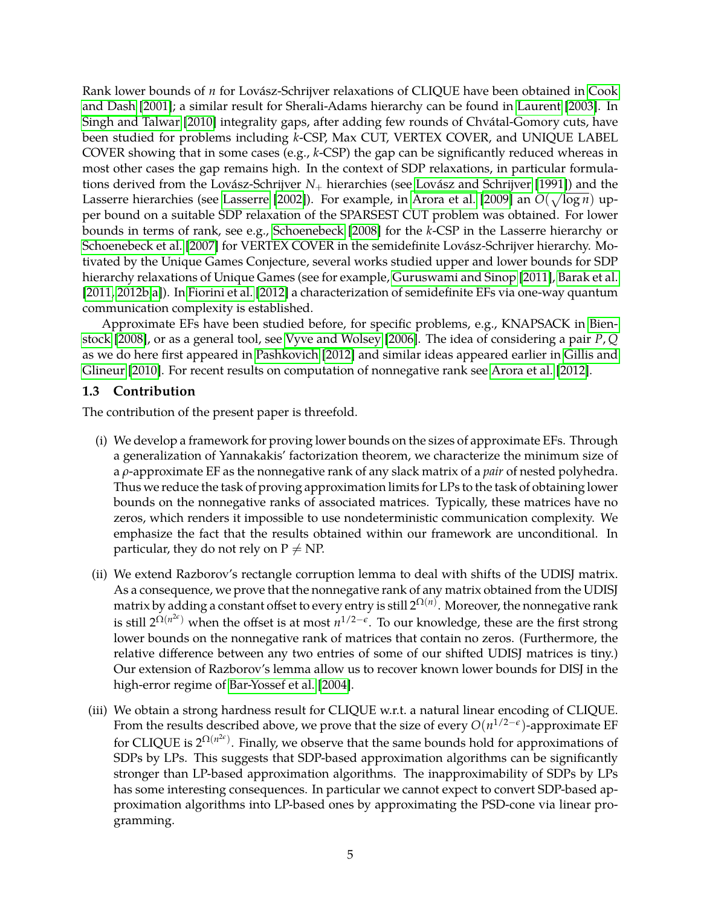Rank lower bounds of $n$ for Lovász-Schrijver relaxations of CLIQUE have been obtained in Cook and Dash [2001]; a similar result for Sherali-Adams hierarchy can be found in Laurent [2003]. In Singh and Talwar [2010] integrality gaps, after adding few rounds of Chvátal-Gomory cuts, have been studied for problems including $k$-CSP, Max CUT, VERTEX COVER, and UNIQUE LABEL COVER showing that in some cases (e.g., $k$-CSP) the gap can be significantly reduced whereas in most other cases the gap remains high. In the context of SDP relaxations, in particular formulations derived from the Lovász-Schrijver $N_+$ hierarchies (see Lovász and Schrijver [1991]) and the Lasserre hierarchies (see Lasserre [2002]). For example, in Arora et al. [2009] an $O(\sqrt{\log n})$ upper bound on a suitable SDP relaxation of the SPARSEST CUT problem was obtained. For lower bounds in terms of rank, see e.g., Schoenebeck [2008] for the $k$-CSP in the Lasserre hierarchy or Schoenebeck et al. [2007] for VERTEX COVER in the semidefinite Lovász-Schrijver hierarchy. Motivated by the Unique Games Conjecture, several works studied upper and lower bounds for SDP hierarchy relaxations of Unique Games (see for example, Guruswami and Sinop [2011], Barak et al. [2011, 2012b,a]). In Fiorini et al. [2012] a characterization of semidefinite EFs via one-way quantum communication complexity is established.

Approximate EFs have been studied before, for specific problems, e.g., KNAPSACK in Bienstock [2008], or as a general tool, see Vyve and Wolsey [2006]. The idea of considering a pair $P, Q$ as we do here first appeared in Pashkovich [2012] and similar ideas appeared earlier in Gillis and Glineur [2010]. For recent results on computation of nonnegative rank see Arora et al. [2012].

### 1.3 Contribution

The contribution of the present paper is threefold.

(i) We develop a framework for proving lower bounds on the sizes of approximate EFs. Through a generalization of Yannakakis' factorization theorem, we characterize the minimum size of a $\rho$-approximate EF as the nonnegative rank of any slack matrix of a *pair* of nested polyhedra. Thus we reduce the task of proving approximation limits for LPs to the task of obtaining lower bounds on the nonnegative ranks of associated matrices. Typically, these matrices have no zeros, which renders it impossible to use nondeterministic communication complexity. We emphasize the fact that the results obtained within our framework are unconditional. In particular, they do not rely on $\mathrm{P} \neq \mathrm{NP}$.

(ii) We extend Razborov's rectangle corruption lemma to deal with shifts of the UDISJ matrix. As a consequence, we prove that the nonnegative rank of any matrix obtained from the UDISJ matrix by adding a constant offset to every entry is still $2^{\Omega(n)}$. Moreover, the nonnegative rank is still $2^{\Omega(n^{2\epsilon})}$ when the offset is at most $n^{1/2-\epsilon}$. To our knowledge, these are the first strong lower bounds on the nonnegative rank of matrices that contain no zeros. (Furthermore, the relative difference between any two entries of some of our shifted UDISJ matrices is tiny.) Our extension of Razborov's lemma allow us to recover known lower bounds for DISJ in the high-error regime of Bar-Yossef et al. [2004].

(iii) We obtain a strong hardness result for CLIQUE w.r.t. a natural linear encoding of CLIQUE. From the results described above, we prove that the size of every $O(n^{1/2-\epsilon})$-approximate EF for CLIQUE is $2^{\Omega(n^{2\epsilon})}$. Finally, we observe that the same bounds hold for approximations of SDPs by LPs. This suggests that SDP-based approximation algorithms can be significantly stronger than LP-based approximation algorithms. The inapproximability of SDPs by LPs has some interesting consequences. In particular we cannot expect to convert SDP-based approximation algorithms into LP-based ones by approximating the PSD-cone via linear programming.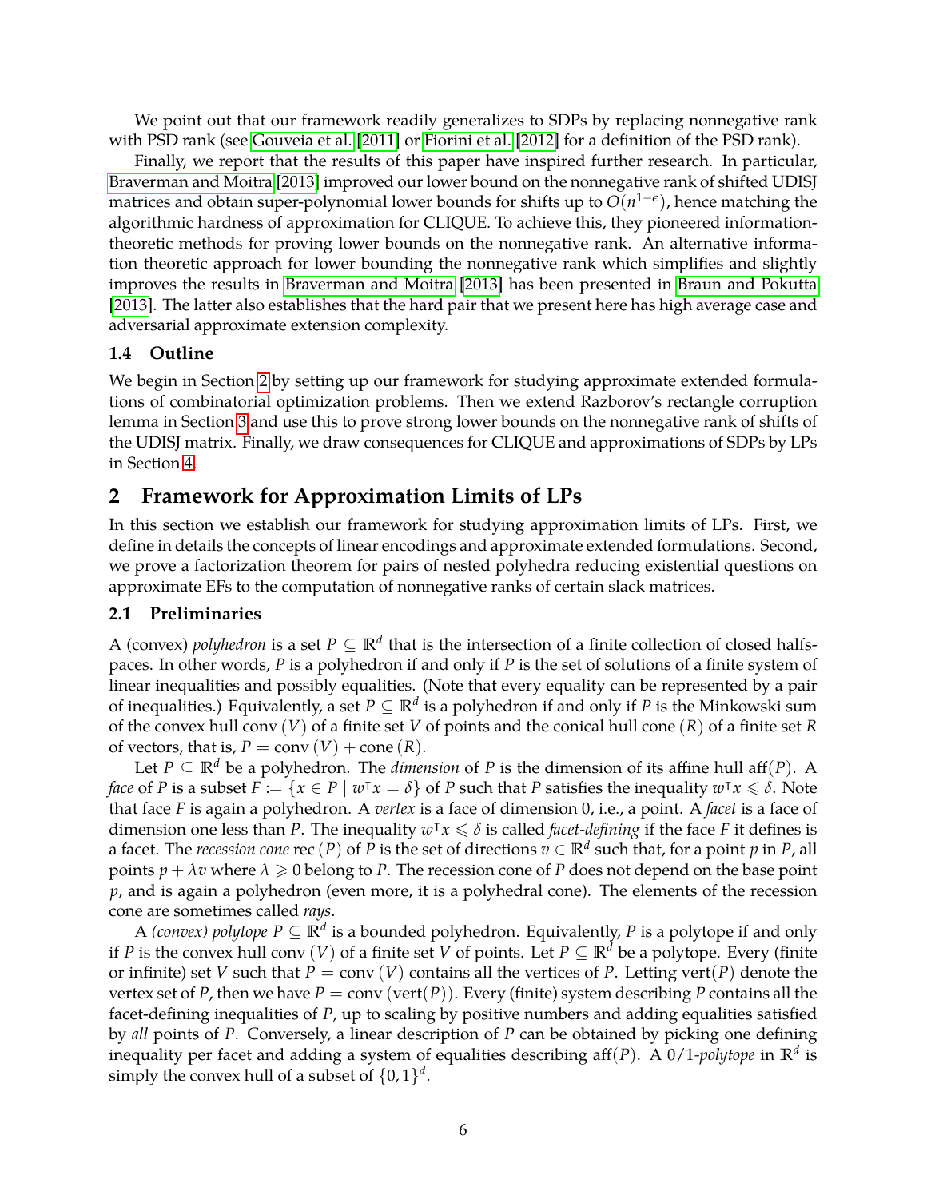We point out that our framework readily generalizes to SDPs by replacing nonnegative rank with PSD rank (see Gouveia et al. [2011] or Fiorini et al. [2012] for a definition of the PSD rank).

Finally, we report that the results of this paper have inspired further research. In particular, Braverman and Moitra [2013] improved our lower bound on the nonnegative rank of shifted UDISJ matrices and obtain super-polynomial lower bounds for shifts up to $O(n^{1-\epsilon})$, hence matching the algorithmic hardness of approximation for CLIQUE. To achieve this, they pioneered information-theoretic methods for proving lower bounds on the nonnegative rank. An alternative information theoretic approach for lower bounding the nonnegative rank which simplifies and slightly improves the results in Braverman and Moitra [2013] has been presented in Braun and Pokutta [2013]. The latter also establishes that the hard pair that we present here has high average case and adversarial approximate extension complexity.

### 1.4 Outline

We begin in Section 2 by setting up our framework for studying approximate extended formulations of combinatorial optimization problems. Then we extend Razborov's rectangle corruption lemma in Section 3 and use this to prove strong lower bounds on the nonnegative rank of shifts of the UDISJ matrix. Finally, we draw consequences for CLIQUE and approximations of SDPs by LPs in Section 4.

## 2 Framework for Approximation Limits of LPs

In this section we establish our framework for studying approximation limits of LPs. First, we define in details the concepts of linear encodings and approximate extended formulations. Second, we prove a factorization theorem for pairs of nested polyhedra reducing existential questions on approximate EFs to the computation of nonnegative ranks of certain slack matrices.

### 2.1 Preliminaries

A (convex) *polyhedron* is a set $P \subseteq \mathbb{R}^d$ that is the intersection of a finite collection of closed halfspaces. In other words, $P$ is a polyhedron if and only if $P$ is the set of solutions of a finite system of linear inequalities and possibly equalities. (Note that every equality can be represented by a pair of inequalities.) Equivalently, a set $P \subseteq \mathbb{R}^d$ is a polyhedron if and only if $P$ is the Minkowski sum of the convex hull $\operatorname{conv}(V)$ of a finite set $V$ of points and the conical hull $\operatorname{cone}(R)$ of a finite set $R$ of vectors, that is, $P = \operatorname{conv}(V) + \operatorname{cone}(R)$.

Let $P \subseteq \mathbb{R}^d$ be a polyhedron. The *dimension* of $P$ is the dimension of its affine hull $\operatorname{aff}(P)$. A *face* of $P$ is a subset $F := \{x \in P \mid w^\intercal x = \delta\}$ of $P$ such that $P$ satisfies the inequality $w^\intercal x \leqslant \delta$. Note that face $F$ is again a polyhedron. A *vertex* is a face of dimension 0, i.e., a point. A *facet* is a face of dimension one less than $P$. The inequality $w^\intercal x \leqslant \delta$ is called *facet-defining* if the face $F$ it defines is a facet. The *recession cone* $\operatorname{rec}(P)$ of $P$ is the set of directions $v \in \mathbb{R}^d$ such that, for a point $p$ in $P$, all points $p + \lambda v$ where $\lambda \geqslant 0$ belong to $P$. The recession cone of $P$ does not depend on the base point $p$, and is again a polyhedron (even more, it is a polyhedral cone). The elements of the recession cone are sometimes called *rays*.

A *(convex) polytope* $P \subseteq \mathbb{R}^d$ is a bounded polyhedron. Equivalently, $P$ is a polytope if and only if $P$ is the convex hull $\operatorname{conv}(V)$ of a finite set $V$ of points. Let $P \subseteq \mathbb{R}^d$ be a polytope. Every (finite or infinite) set $V$ such that $P = \operatorname{conv}(V)$ contains all the vertices of $P$. Letting $\operatorname{vert}(P)$ denote the vertex set of $P$, then we have $P = \operatorname{conv}(\operatorname{vert}(P))$. Every (finite) system describing $P$ contains all the facet-defining inequalities of $P$, up to scaling by positive numbers and adding equalities satisfied by *all* points of $P$. Conversely, a linear description of $P$ can be obtained by picking one defining inequality per facet and adding a system of equalities describing $\operatorname{aff}(P)$. A *0/1-polytope* in $\mathbb{R}^d$ is simply the convex hull of a subset of $\{0,1\}^d$.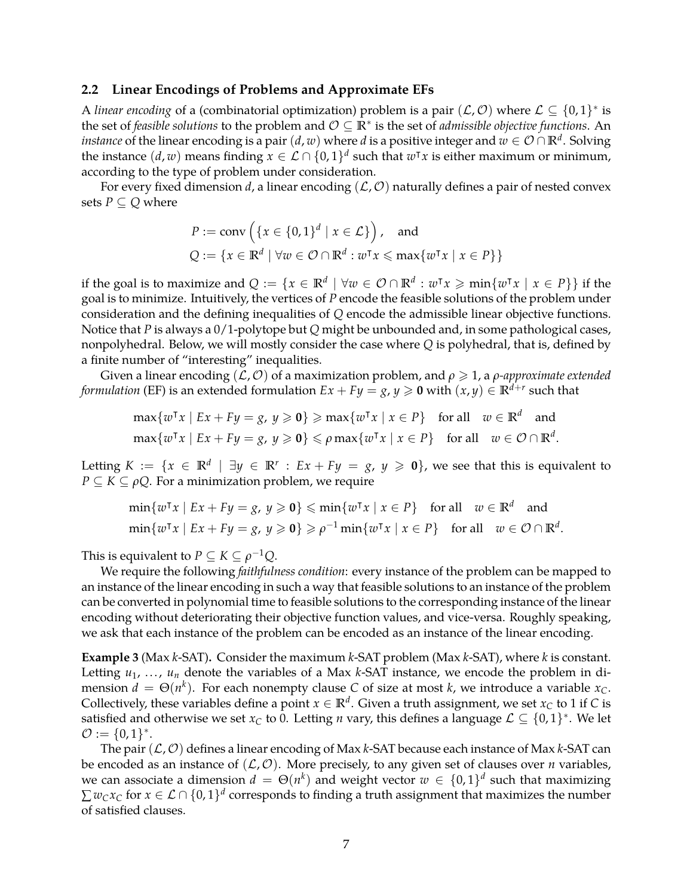### 2.2 Linear Encodings of Problems and Approximate EFs

A *linear encoding* of a (combinatorial optimization) problem is a pair $(\mathcal{L}, \mathcal{O})$ where $\mathcal{L} \subseteq \{0,1\}^*$ is the set of *feasible solutions* to the problem and $\mathcal{O} \subseteq \mathbb{R}^*$ is the set of *admissible objective functions*. An *instance* of the linear encoding is a pair $(d, w)$ where $d$ is a positive integer and $w \in \mathcal{O} \cap \mathbb{R}^d$. Solving the instance $(d, w)$ means finding $x \in \mathcal{L} \cap \{0,1\}^d$ such that $w^\intercal x$ is either maximum or minimum, according to the type of problem under consideration.

For every fixed dimension $d$, a linear encoding $(\mathcal{L}, \mathcal{O})$ naturally defines a pair of nested convex sets $P \subseteq Q$ where

$$P := \operatorname{conv}\left(\{x \in \{0,1\}^d \mid x \in \mathcal{L}\}\right), \quad \text{and}$$
$$Q := \{x \in \mathbb{R}^d \mid \forall w \in \mathcal{O} \cap \mathbb{R}^d : w^\intercal x \leqslant \max\{w^\intercal x \mid x \in P\}\}$$

if the goal is to maximize and $Q := \{x \in \mathbb{R}^d \mid \forall w \in \mathcal{O} \cap \mathbb{R}^d : w^\intercal x \geqslant \min\{w^\intercal x \mid x \in P\}\}$ if the goal is to minimize. Intuitively, the vertices of $P$ encode the feasible solutions of the problem under consideration and the defining inequalities of $Q$ encode the admissible linear objective functions. Notice that $P$ is always a 0/1-polytope but $Q$ might be unbounded and, in some pathological cases, nonpolyhedral. Below, we will mostly consider the case where $Q$ is polyhedral, that is, defined by a finite number of "interesting" inequalities.

Given a linear encoding $(\mathcal{L}, \mathcal{O})$ of a maximization problem, and $\rho \geqslant 1$, a *$\rho$-approximate extended formulation* (EF) is an extended formulation $Ex + Fy = g$, $y \geqslant \mathbf{0}$ with $(x, y) \in \mathbb{R}^{d+r}$ such that

$$\max\{w^\intercal x \mid Ex + Fy = g,\ y \geqslant \mathbf{0}\} \geqslant \max\{w^\intercal x \mid x \in P\} \quad \text{for all} \quad w \in \mathbb{R}^d \quad \text{and}$$
$$\max\{w^\intercal x \mid Ex + Fy = g,\ y \geqslant \mathbf{0}\} \leqslant \rho \max\{w^\intercal x \mid x \in P\} \quad \text{for all} \quad w \in \mathcal{O} \cap \mathbb{R}^d.$$

Letting $K := \{x \in \mathbb{R}^d \mid \exists y \in \mathbb{R}^r : Ex + Fy = g,\ y \geqslant \mathbf{0}\}$, we see that this is equivalent to $P \subseteq K \subseteq \rho Q$. For a minimization problem, we require

$$\min\{w^\intercal x \mid Ex + Fy = g,\ y \geqslant \mathbf{0}\} \leqslant \min\{w^\intercal x \mid x \in P\} \quad \text{for all} \quad w \in \mathbb{R}^d \quad \text{and}$$
$$\min\{w^\intercal x \mid Ex + Fy = g,\ y \geqslant \mathbf{0}\} \geqslant \rho^{-1} \min\{w^\intercal x \mid x \in P\} \quad \text{for all} \quad w \in \mathcal{O} \cap \mathbb{R}^d.$$

This is equivalent to $P \subseteq K \subseteq \rho^{-1} Q$.

We require the following *faithfulness condition*: every instance of the problem can be mapped to an instance of the linear encoding in such a way that feasible solutions to an instance of the problem can be converted in polynomial time to feasible solutions to the corresponding instance of the linear encoding without deteriorating their objective function values, and vice-versa. Roughly speaking, we ask that each instance of the problem can be encoded as an instance of the linear encoding.

**Example 3** (Max $k$-SAT)**.** Consider the maximum $k$-SAT problem (Max $k$-SAT), where $k$ is constant. Letting $u_1, \ldots, u_n$ denote the variables of a Max $k$-SAT instance, we encode the problem in dimension $d = \Theta(n^k)$. For each nonempty clause $C$ of size at most $k$, we introduce a variable $x_C$. Collectively, these variables define a point $x \in \mathbb{R}^d$. Given a truth assignment, we set $x_C$ to 1 if $C$ is satisfied and otherwise we set $x_C$ to 0. Letting $n$ vary, this defines a language $\mathcal{L} \subseteq \{0,1\}^*$. We let $\mathcal{O} := \{0,1\}^*$.

The pair $(\mathcal{L}, \mathcal{O})$ defines a linear encoding of Max $k$-SAT because each instance of Max $k$-SAT can be encoded as an instance of $(\mathcal{L}, \mathcal{O})$. More precisely, to any given set of clauses over $n$ variables, we can associate a dimension $d = \Theta(n^k)$ and weight vector $w \in \{0,1\}^d$ such that maximizing $\sum w_C x_C$ for $x \in \mathcal{L} \cap \{0,1\}^d$ corresponds to finding a truth assignment that maximizes the number of satisfied clauses.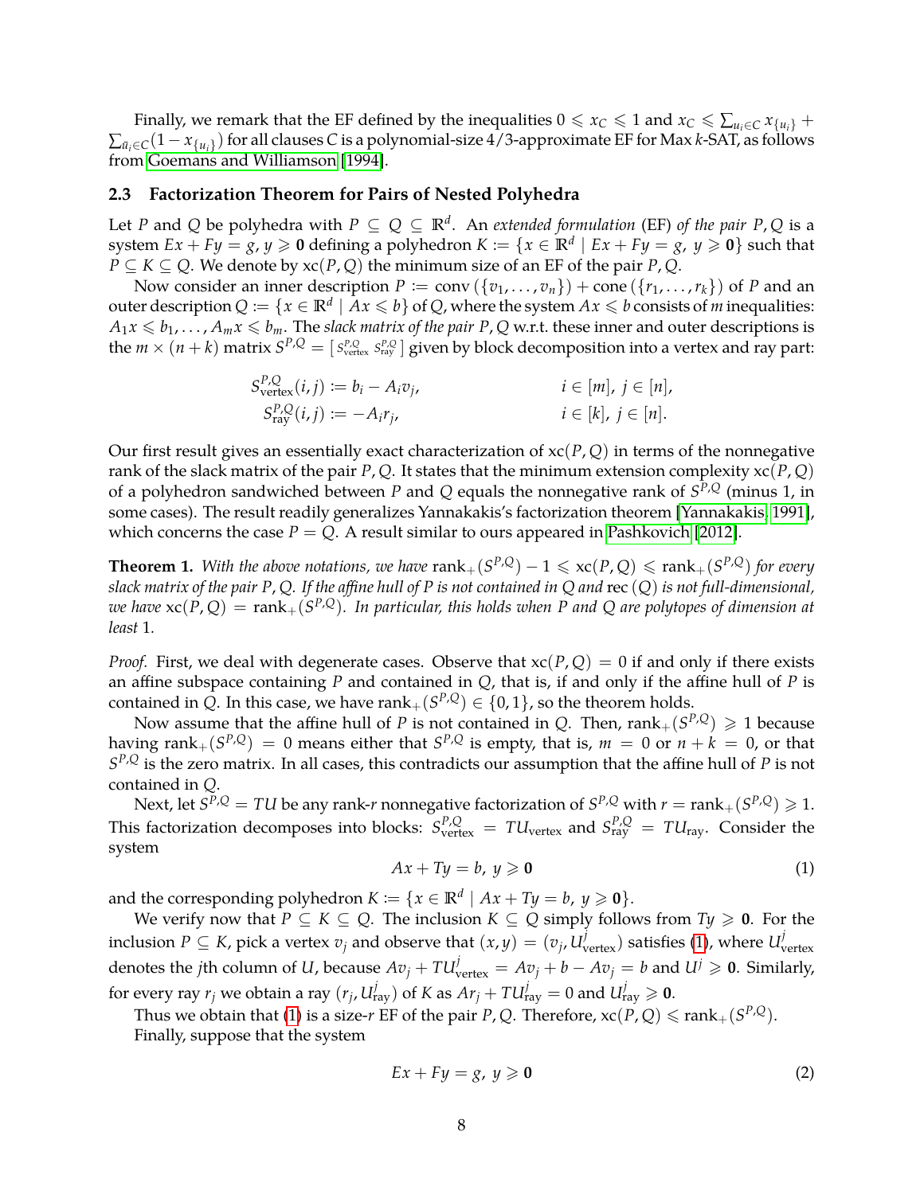Finally, we remark that the EF defined by the inequalities $0 \leqslant x_C \leqslant 1$ and $x_C \leqslant \sum_{u_i \in C} x_{\{u_i\}} + \sum_{\bar{u}_i \in C}(1 - x_{\{u_i\}})$ for all clauses $C$ is a polynomial-size 4/3-approximate EF for Max $k$-SAT, as follows from Goemans and Williamson [1994].

### 2.3 Factorization Theorem for Pairs of Nested Polyhedra

Let $P$ and $Q$ be polyhedra with $P \subseteq Q \subseteq \mathbb{R}^d$. An *extended formulation* (EF) *of the pair* $P, Q$ is a system $Ex + Fy = g$, $y \geqslant \mathbf{0}$ defining a polyhedron $K := \{x \in \mathbb{R}^d \mid Ex + Fy = g,\ y \geqslant \mathbf{0}\}$ such that $P \subseteq K \subseteq Q$. We denote by $\mathrm{xc}(P, Q)$ the minimum size of an EF of the pair $P, Q$.

Now consider an inner description $P := \mathrm{conv}(\{v_1, \dots, v_n\}) + \mathrm{cone}(\{r_1, \dots, r_k\})$ of $P$ and an outer description $Q := \{x \in \mathbb{R}^d \mid Ax \leqslant b\}$ of $Q$, where the system $Ax \leqslant b$ consists of $m$ inequalities: $A_1 x \leqslant b_1, \dots, A_m x \leqslant b_m$. The *slack matrix of the pair* $P, Q$ w.r.t. these inner and outer descriptions is the $m \times (n+k)$ matrix $S^{P,Q} = \left[\, S^{P,Q}_{\mathrm{vertex}}\ S^{P,Q}_{\mathrm{ray}} \,\right]$ given by block decomposition into a vertex and ray part:

$$
\begin{aligned}
S^{P,Q}_{\mathrm{vertex}}(i,j) &:= b_i - A_i v_j, & & i \in [m],\ j \in [n],\\
S^{P,Q}_{\mathrm{ray}}(i,j) &:= -A_i r_j, & & i \in [k],\ j \in [n].
\end{aligned}
$$

Our first result gives an essentially exact characterization of $\mathrm{xc}(P, Q)$ in terms of the nonnegative rank of the slack matrix of the pair $P, Q$. It states that the minimum extension complexity $\mathrm{xc}(P, Q)$ of a polyhedron sandwiched between $P$ and $Q$ equals the nonnegative rank of $S^{P,Q}$ (minus 1, in some cases). The result readily generalizes Yannakakis's factorization theorem [Yannakakis, 1991], which concerns the case $P = Q$. A result similar to ours appeared in Pashkovich [2012].

**Theorem 1.** *With the above notations, we have* $\mathrm{rank}_+(S^{P,Q}) - 1 \leqslant \mathrm{xc}(P, Q) \leqslant \mathrm{rank}_+(S^{P,Q})$ *for every slack matrix of the pair* $P, Q$. *If the affine hull of* $P$ *is not contained in* $Q$ *and* $\mathrm{rec}(Q)$ *is not full-dimensional, we have* $\mathrm{xc}(P, Q) = \mathrm{rank}_+(S^{P,Q})$. *In particular, this holds when* $P$ *and* $Q$ *are polytopes of dimension at least* 1.

*Proof.* First, we deal with degenerate cases. Observe that $\mathrm{xc}(P, Q) = 0$ if and only if there exists an affine subspace containing $P$ and contained in $Q$, that is, if and only if the affine hull of $P$ is contained in $Q$. In this case, we have $\mathrm{rank}_+(S^{P,Q}) \in \{0, 1\}$, so the theorem holds.

Now assume that the affine hull of $P$ is not contained in $Q$. Then, $\mathrm{rank}_+(S^{P,Q}) \geqslant 1$ because having $\mathrm{rank}_+(S^{P,Q}) = 0$ means either that $S^{P,Q}$ is empty, that is, $m = 0$ or $n + k = 0$, or that $S^{P,Q}$ is the zero matrix. In all cases, this contradicts our assumption that the affine hull of $P$ is not contained in $Q$.

Next, let $S^{P,Q} = TU$ be any rank-$r$ nonnegative factorization of $S^{P,Q}$ with $r = \mathrm{rank}_+(S^{P,Q}) \geqslant 1$. This factorization decomposes into blocks: $S^{P,Q}_{\mathrm{vertex}} = TU_{\mathrm{vertex}}$ and $S^{P,Q}_{\mathrm{ray}} = TU_{\mathrm{ray}}$. Consider the system

$$
Ax + Ty = b,\ y \geqslant \mathbf{0} \tag{1}
$$

and the corresponding polyhedron $K := \{x \in \mathbb{R}^d \mid Ax + Ty = b,\ y \geqslant \mathbf{0}\}$.

We verify now that $P \subseteq K \subseteq Q$. The inclusion $K \subseteq Q$ simply follows from $Ty \geqslant \mathbf{0}$. For the inclusion $P \subseteq K$, pick a vertex $v_j$ and observe that $(x, y) = (v_j, U^j_{\mathrm{vertex}})$ satisfies (1), where $U^j_{\mathrm{vertex}}$ denotes the $j$th column of $U$, because $Av_j + TU^j_{\mathrm{vertex}} = Av_j + b - Av_j = b$ and $U^j \geqslant \mathbf{0}$. Similarly, for every ray $r_j$ we obtain a ray $(r_j, U^j_{\mathrm{ray}})$ of $K$ as $Ar_j + TU^j_{\mathrm{ray}} = 0$ and $U^j_{\mathrm{ray}} \geqslant \mathbf{0}$.

Thus we obtain that (1) is a size-$r$ EF of the pair $P, Q$. Therefore, $\mathrm{xc}(P, Q) \leqslant \mathrm{rank}_+(S^{P,Q})$.

Finally, suppose that the system

$$
Ex + Fy = g,\ y \geqslant \mathbf{0} \tag{2}
$$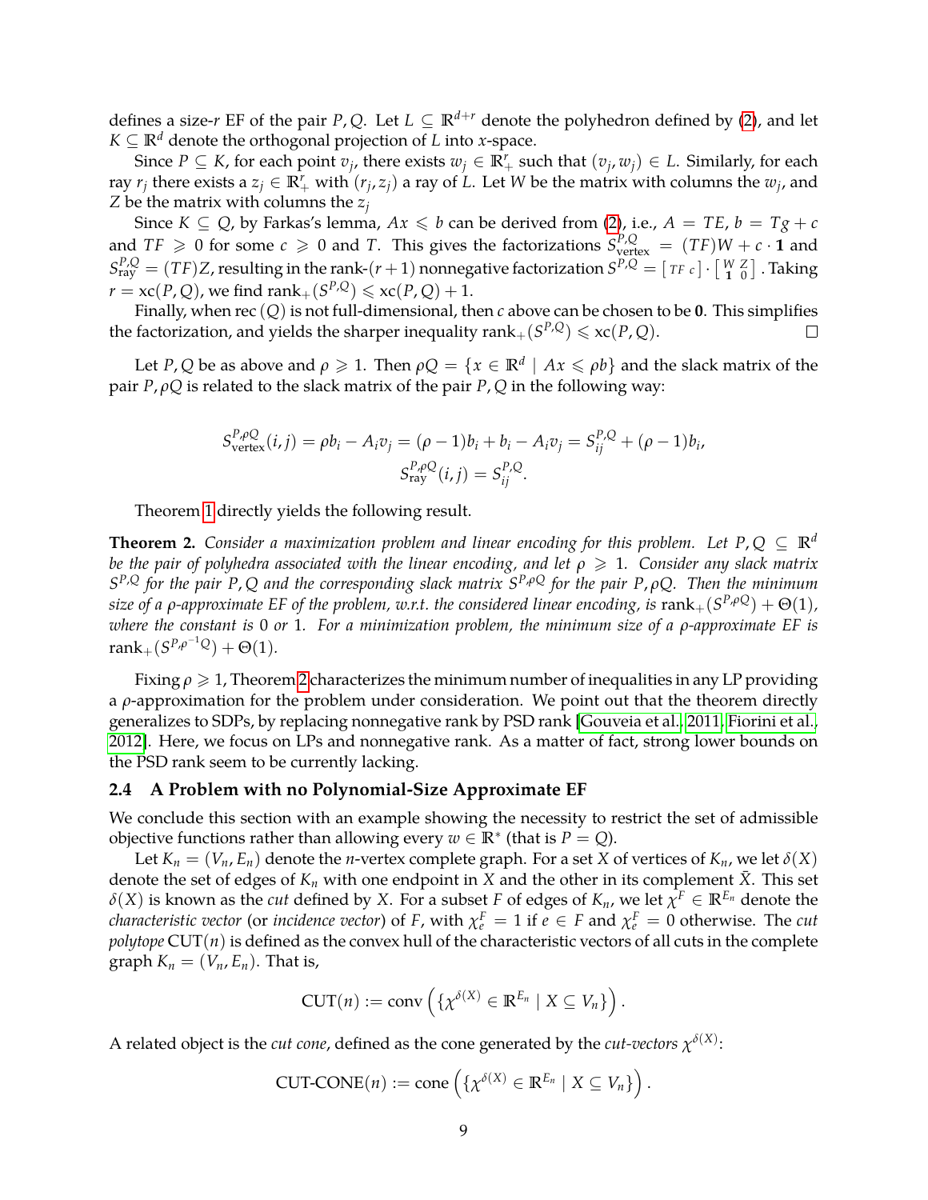defines a size-$r$ EF of the pair $P, Q$. Let $L \subseteq \mathbb{R}^{d+r}$ denote the polyhedron defined by (2), and let $K \subseteq \mathbb{R}^d$ denote the orthogonal projection of $L$ into $x$-space.

Since $P \subseteq K$, for each point $v_j$, there exists $w_j \in \mathbb{R}^r_+$ such that $(v_j, w_j) \in L$. Similarly, for each ray $r_j$ there exists a $z_j \in \mathbb{R}^r_+$ with $(r_j, z_j)$ a ray of $L$. Let $W$ be the matrix with columns the $w_j$, and $Z$ be the matrix with columns the $z_j$

Since $K \subseteq Q$, by Farkas's lemma, $Ax \leqslant b$ can be derived from (2), i.e., $A = TE$, $b = Tg + c$ and $TF \geqslant 0$ for some $c \geqslant 0$ and $T$. This gives the factorizations $S^{P,Q}_{\text{vertex}} = (TF)W + c \cdot \mathbf{1}$ and $S^{P,Q}_{\text{ray}} = (TF)Z$, resulting in the rank-$(r+1)$ nonnegative factorization $S^{P,Q} = \begin{bmatrix} TF & c \end{bmatrix} \cdot \begin{bmatrix} W & Z \\ \mathbf{1} & 0 \end{bmatrix}$. Taking $r = \text{xc}(P, Q)$, we find $\text{rank}_+(S^{P,Q}) \leqslant \text{xc}(P, Q) + 1$.

Finally, when $\text{rec}(Q)$ is not full-dimensional, then $c$ above can be chosen to be $\mathbf{0}$. This simplifies the factorization, and yields the sharper inequality $\text{rank}_+(S^{P,Q}) \leqslant \text{xc}(P, Q)$. □

Let $P, Q$ be as above and $\rho \geqslant 1$. Then $\rho Q = \{x \in \mathbb{R}^d \mid Ax \leqslant \rho b\}$ and the slack matrix of the pair $P, \rho Q$ is related to the slack matrix of the pair $P, Q$ in the following way:

$$S^{P,\rho Q}_{\text{vertex}}(i,j) = \rho b_i - A_i v_j = (\rho - 1)b_i + b_i - A_i v_j = S^{P,Q}_{ij} + (\rho - 1)b_i,$$
$$S^{P,\rho Q}_{\text{ray}}(i,j) = S^{P,Q}_{ij}.$$

Theorem 1 directly yields the following result.

**Theorem 2.** *Consider a maximization problem and linear encoding for this problem. Let $P, Q \subseteq \mathbb{R}^d$ be the pair of polyhedra associated with the linear encoding, and let $\rho \geqslant 1$. Consider any slack matrix $S^{P,Q}$ for the pair $P, Q$ and the corresponding slack matrix $S^{P,\rho Q}$ for the pair $P, \rho Q$. Then the minimum size of a $\rho$-approximate EF of the problem, w.r.t. the considered linear encoding, is $\text{rank}_+(S^{P,\rho Q}) + \Theta(1)$, where the constant is 0 or 1. For a minimization problem, the minimum size of a $\rho$-approximate EF is $\text{rank}_+(S^{P,\rho^{-1}Q}) + \Theta(1)$.*

Fixing $\rho \geqslant 1$, Theorem 2 characterizes the minimum number of inequalities in any LP providing a $\rho$-approximation for the problem under consideration. We point out that the theorem directly generalizes to SDPs, by replacing nonnegative rank by PSD rank [Gouveia et al., 2011, Fiorini et al., 2012]. Here, we focus on LPs and nonnegative rank. As a matter of fact, strong lower bounds on the PSD rank seem to be currently lacking.

### 2.4 A Problem with no Polynomial-Size Approximate EF

We conclude this section with an example showing the necessity to restrict the set of admissible objective functions rather than allowing every $w \in \mathbb{R}^*$ (that is $P = Q$).

Let $K_n = (V_n, E_n)$ denote the $n$-vertex complete graph. For a set $X$ of vertices of $K_n$, we let $\delta(X)$ denote the set of edges of $K_n$ with one endpoint in $X$ and the other in its complement $\bar{X}$. This set $\delta(X)$ is known as the *cut* defined by $X$. For a subset $F$ of edges of $K_n$, we let $\chi^F \in \mathbb{R}^{E_n}$ denote the *characteristic vector* (or *incidence vector*) of $F$, with $\chi^F_e = 1$ if $e \in F$ and $\chi^F_e = 0$ otherwise. The *cut polytope* $\text{CUT}(n)$ is defined as the convex hull of the characteristic vectors of all cuts in the complete graph $K_n = (V_n, E_n)$. That is,

$$\text{CUT}(n) := \text{conv}\left(\{\chi^{\delta(X)} \in \mathbb{R}^{E_n} \mid X \subseteq V_n\}\right).$$

A related object is the *cut cone*, defined as the cone generated by the *cut-vectors* $\chi^{\delta(X)}$:

$$\text{CUT-CONE}(n) := \text{cone}\left(\{\chi^{\delta(X)} \in \mathbb{R}^{E_n} \mid X \subseteq V_n\}\right).$$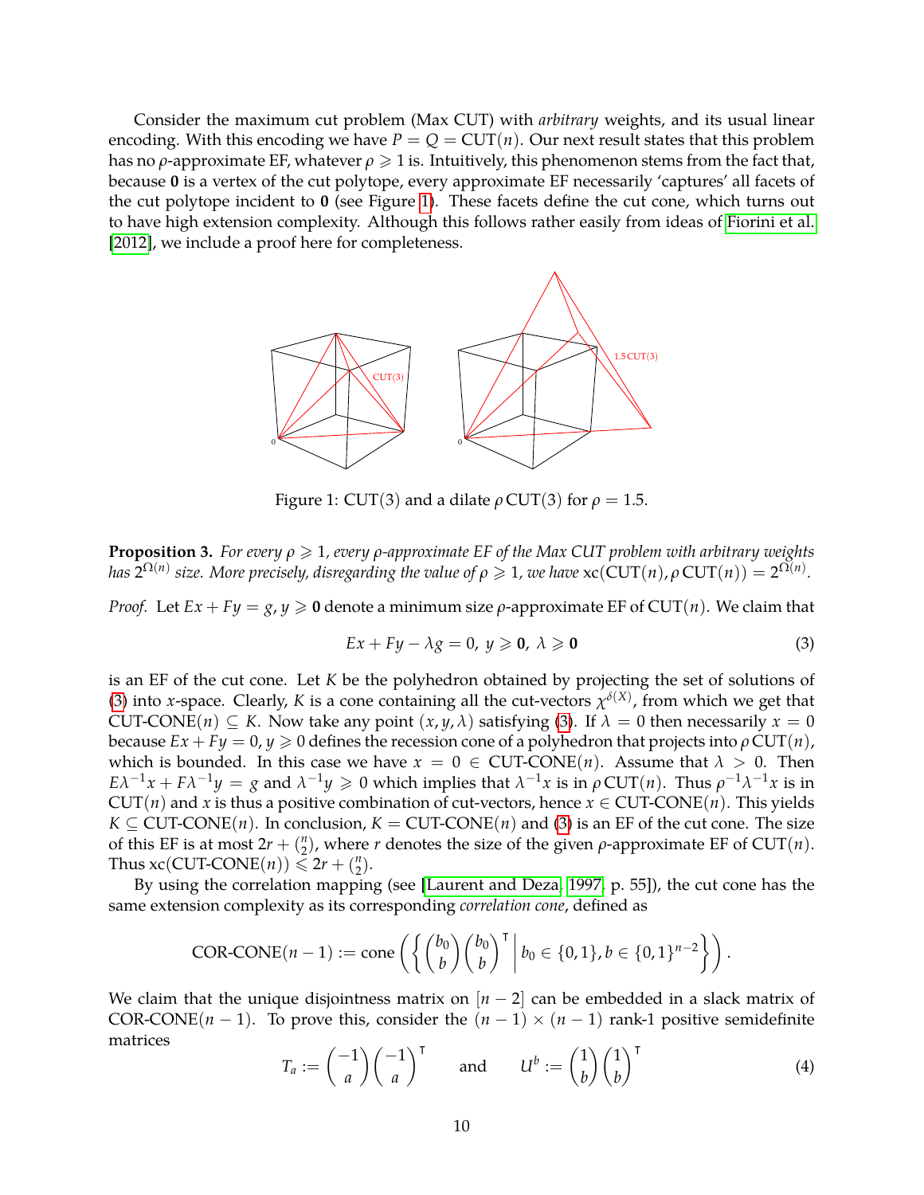Consider the maximum cut problem (Max CUT) with *arbitrary* weights, and its usual linear encoding. With this encoding we have $P = Q = \mathrm{CUT}(n)$. Our next result states that this problem has no $\rho$-approximate EF, whatever $\rho \geqslant 1$ is. Intuitively, this phenomenon stems from the fact that, because $\mathbf{0}$ is a vertex of the cut polytope, every approximate EF necessarily 'captures' all facets of the cut polytope incident to $\mathbf{0}$ (see Figure 1). These facets define the cut cone, which turns out to have high extension complexity. Although this follows rather easily from ideas of Fiorini et al. [2012], we include a proof here for completeness.

Figure 1: $\mathrm{CUT}(3)$ and a dilate $\rho\,\mathrm{CUT}(3)$ for $\rho = 1.5$.

**Proposition 3.** *For every $\rho \geqslant 1$, every $\rho$-approximate EF of the Max CUT problem with arbitrary weights has $2^{\Omega(n)}$ size. More precisely, disregarding the value of $\rho \geqslant 1$, we have $\mathrm{xc}(\mathrm{CUT}(n), \rho\,\mathrm{CUT}(n)) = 2^{\Omega(n)}$.*

*Proof.* Let $Ex + Fy = g$, $y \geqslant \mathbf{0}$ denote a minimum size $\rho$-approximate EF of $\mathrm{CUT}(n)$. We claim that

$$Ex + Fy - \lambda g = 0,\ y \geqslant \mathbf{0},\ \lambda \geqslant \mathbf{0} \tag{3}$$

is an EF of the cut cone. Let $K$ be the polyhedron obtained by projecting the set of solutions of (3) into $x$-space. Clearly, $K$ is a cone containing all the cut-vectors $\chi^{\delta(X)}$, from which we get that $\mathrm{CUT\text{-}CONE}(n) \subseteq K$. Now take any point $(x, y, \lambda)$ satisfying (3). If $\lambda = 0$ then necessarily $x = 0$ because $Ex + Fy = 0$, $y \geqslant 0$ defines the recession cone of a polyhedron that projects into $\rho\,\mathrm{CUT}(n)$, which is bounded. In this case we have $x = 0 \in \mathrm{CUT\text{-}CONE}(n)$. Assume that $\lambda > 0$. Then $E\lambda^{-1}x + F\lambda^{-1}y = g$ and $\lambda^{-1}y \geqslant 0$ which implies that $\lambda^{-1}x$ is in $\rho\,\mathrm{CUT}(n)$. Thus $\rho^{-1}\lambda^{-1}x$ is in $\mathrm{CUT}(n)$ and $x$ is thus a positive combination of cut-vectors, hence $x \in \mathrm{CUT\text{-}CONE}(n)$. This yields $K \subseteq \mathrm{CUT\text{-}CONE}(n)$. In conclusion, $K = \mathrm{CUT\text{-}CONE}(n)$ and (3) is an EF of the cut cone. The size of this EF is at most $2r + \binom{n}{2}$, where $r$ denotes the size of the given $\rho$-approximate EF of $\mathrm{CUT}(n)$. Thus $\mathrm{xc}(\mathrm{CUT\text{-}CONE}(n)) \leqslant 2r + \binom{n}{2}$.

By using the correlation mapping (see [Laurent and Deza, 1997, p. 55]), the cut cone has the same extension complexity as its corresponding *correlation cone*, defined as

$$\mathrm{COR\text{-}CONE}(n-1) := \mathrm{cone}\left(\left\{ \begin{pmatrix} b_0 \\ b \end{pmatrix} \begin{pmatrix} b_0 \\ b \end{pmatrix}^{\intercal} \;\middle|\; b_0 \in \{0,1\}, b \in \{0,1\}^{n-2} \right\}\right).$$

We claim that the unique disjointness matrix on $[n-2]$ can be embedded in a slack matrix of $\mathrm{COR\text{-}CONE}(n-1)$. To prove this, consider the $(n-1) \times (n-1)$ rank-1 positive semidefinite matrices

$$T_a := \begin{pmatrix} -1 \\ a \end{pmatrix} \begin{pmatrix} -1 \\ a \end{pmatrix}^{\intercal} \qquad \text{and} \qquad U^b := \begin{pmatrix} 1 \\ b \end{pmatrix} \begin{pmatrix} 1 \\ b \end{pmatrix}^{\intercal} \tag{4}$$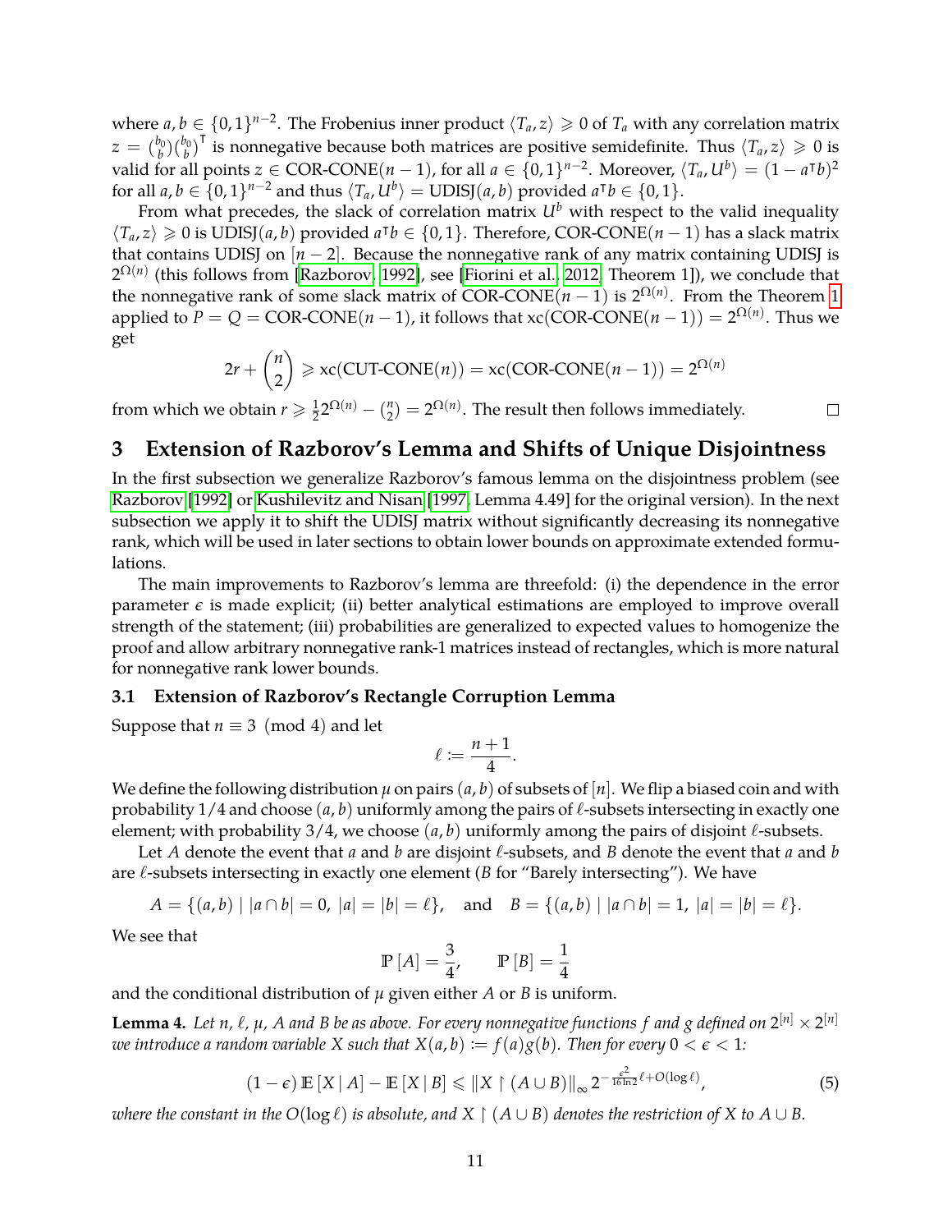where $a, b \in \{0,1\}^{n-2}$. The Frobenius inner product $\langle T_a, z \rangle \geqslant 0$ of $T_a$ with any correlation matrix $z = \binom{b_0}{b}\binom{b_0}{b}^\intercal$ is nonnegative because both matrices are positive semidefinite. Thus $\langle T_a, z \rangle \geqslant 0$ is valid for all points $z \in \text{COR-CONE}(n-1)$, for all $a \in \{0,1\}^{n-2}$. Moreover, $\langle T_a, U^b \rangle = (1 - a^\intercal b)^2$ for all $a, b \in \{0,1\}^{n-2}$ and thus $\langle T_a, U^b \rangle = \text{UDISJ}(a,b)$ provided $a^\intercal b \in \{0,1\}$.

From what precedes, the slack of correlation matrix $U^b$ with respect to the valid inequality $\langle T_a, z \rangle \geqslant 0$ is $\text{UDISJ}(a,b)$ provided $a^\intercal b \in \{0,1\}$. Therefore, $\text{COR-CONE}(n-1)$ has a slack matrix that contains UDISJ on $[n-2]$. Because the nonnegative rank of any matrix containing UDISJ is $2^{\Omega(n)}$ (this follows from [Razborov, 1992], see [Fiorini et al., 2012, Theorem 1]), we conclude that the nonnegative rank of some slack matrix of $\text{COR-CONE}(n-1)$ is $2^{\Omega(n)}$. From the Theorem 1 applied to $P = Q = \text{COR-CONE}(n-1)$, it follows that $\text{xc}(\text{COR-CONE}(n-1)) = 2^{\Omega(n)}$. Thus we get

$$2r + \binom{n}{2} \geqslant \text{xc}(\text{CUT-CONE}(n)) = \text{xc}(\text{COR-CONE}(n-1)) = 2^{\Omega(n)}$$

from which we obtain $r \geqslant \frac{1}{2} 2^{\Omega(n)} - \binom{n}{2} = 2^{\Omega(n)}$. The result then follows immediately. $\square$

## 3 Extension of Razborov's Lemma and Shifts of Unique Disjointness

In the first subsection we generalize Razborov's famous lemma on the disjointness problem (see Razborov [1992] or Kushilevitz and Nisan [1997, Lemma 4.49] for the original version). In the next subsection we apply it to shift the UDISJ matrix without significantly decreasing its nonnegative rank, which will be used in later sections to obtain lower bounds on approximate extended formulations.

The main improvements to Razborov's lemma are threefold: (i) the dependence in the error parameter $\epsilon$ is made explicit; (ii) better analytical estimations are employed to improve overall strength of the statement; (iii) probabilities are generalized to expected values to homogenize the proof and allow arbitrary nonnegative rank-1 matrices instead of rectangles, which is more natural for nonnegative rank lower bounds.

### 3.1 Extension of Razborov's Rectangle Corruption Lemma

Suppose that $n \equiv 3 \pmod 4$ and let

$$\ell := \frac{n+1}{4}.$$

We define the following distribution $\mu$ on pairs $(a,b)$ of subsets of $[n]$. We flip a biased coin and with probability $1/4$ and choose $(a,b)$ uniformly among the pairs of $\ell$-subsets intersecting in exactly one element; with probability $3/4$, we choose $(a,b)$ uniformly among the pairs of disjoint $\ell$-subsets.

Let $A$ denote the event that $a$ and $b$ are disjoint $\ell$-subsets, and $B$ denote the event that $a$ and $b$ are $\ell$-subsets intersecting in exactly one element ($B$ for "Barely intersecting"). We have

$$A = \{(a,b) \mid |a \cap b| = 0,\ |a| = |b| = \ell\}, \quad \text{and} \quad B = \{(a,b) \mid |a \cap b| = 1,\ |a| = |b| = \ell\}.$$

We see that

$$\mathbb{P}[A] = \frac{3}{4}, \qquad \mathbb{P}[B] = \frac{1}{4}$$

and the conditional distribution of $\mu$ given either $A$ or $B$ is uniform.

**Lemma 4.** *Let $n$, $\ell$, $\mu$, $A$ and $B$ be as above. For every nonnegative functions $f$ and $g$ defined on $2^{[n]} \times 2^{[n]}$ we introduce a random variable $X$ such that $X(a,b) := f(a)g(b)$. Then for every $0 < \epsilon < 1$:*

$$(1-\epsilon)\,\mathbb{E}[X \mid A] - \mathbb{E}[X \mid B] \leqslant \|X \restriction (A \cup B)\|_\infty \, 2^{-\frac{\epsilon^2}{16 \ln 2}\ell + O(\log \ell)}, \tag{5}$$

*where the constant in the $O(\log \ell)$ is absolute, and $X \restriction (A \cup B)$ denotes the restriction of $X$ to $A \cup B$.*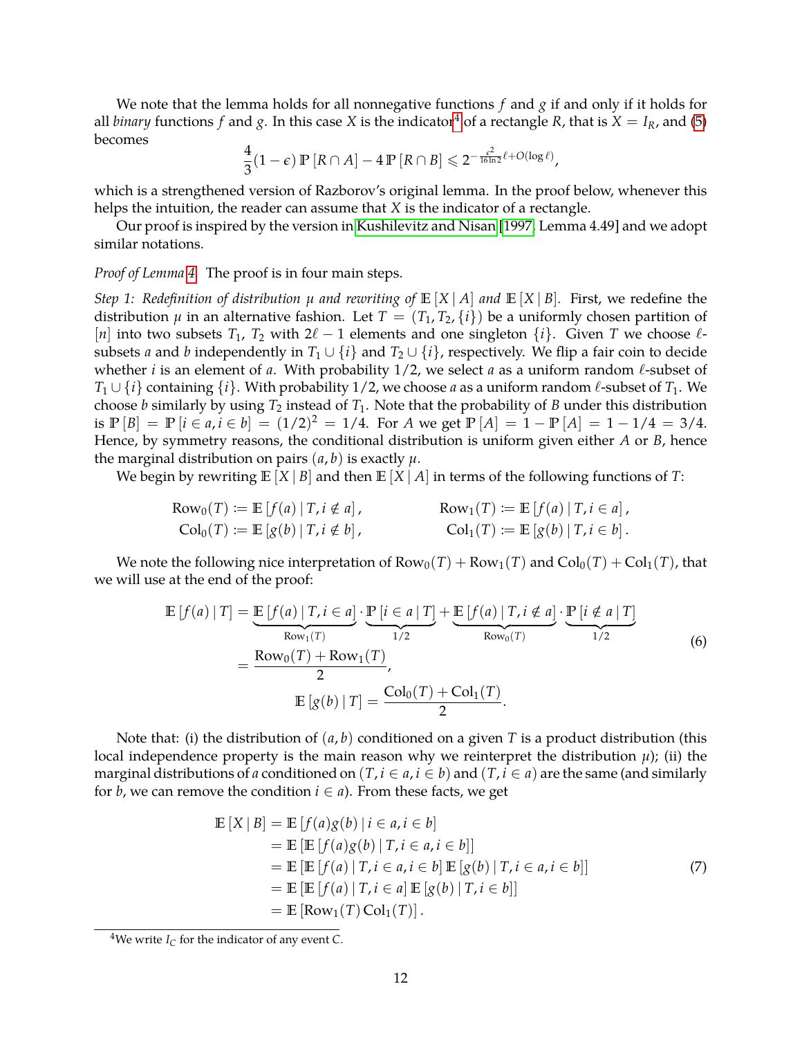We note that the lemma holds for all nonnegative functions $f$ and $g$ if and only if it holds for all *binary* functions $f$ and $g$. In this case $X$ is the indicator[4] of a rectangle $R$, that is $X = I_R$, and (5) becomes

$$\frac{4}{3}(1-\epsilon)\,\mathbb{P}\left[R \cap A\right] - 4\,\mathbb{P}\left[R \cap B\right] \leqslant 2^{-\frac{\epsilon^2}{16 \ln 2}\ell + O(\log \ell)},$$

which is a strengthened version of Razborov's original lemma. In the proof below, whenever this helps the intuition, the reader can assume that $X$ is the indicator of a rectangle.

Our proof is inspired by the version in Kushilevitz and Nisan [1997, Lemma 4.49] and we adopt similar notations.

*Proof of Lemma 4.* The proof is in four main steps.

*Step 1: Redefinition of distribution $\mu$ and rewriting of $\mathbb{E}\left[X \mid A\right]$ and $\mathbb{E}\left[X \mid B\right]$.* First, we redefine the distribution $\mu$ in an alternative fashion. Let $T = (T_1, T_2, \{i\})$ be a uniformly chosen partition of $[n]$ into two subsets $T_1$, $T_2$ with $2\ell - 1$ elements and one singleton $\{i\}$. Given $T$ we choose $\ell$-subsets $a$ and $b$ independently in $T_1 \cup \{i\}$ and $T_2 \cup \{i\}$, respectively. We flip a fair coin to decide whether $i$ is an element of $a$. With probability $1/2$, we select $a$ as a uniform random $\ell$-subset of $T_1 \cup \{i\}$ containing $\{i\}$. With probability $1/2$, we choose $a$ as a uniform random $\ell$-subset of $T_1$. We choose $b$ similarly by using $T_2$ instead of $T_1$. Note that the probability of $B$ under this distribution is $\mathbb{P}\left[B\right] = \mathbb{P}\left[i \in a, i \in b\right] = (1/2)^2 = 1/4$. For $A$ we get $\mathbb{P}\left[A\right] = 1 - \mathbb{P}\left[A\right] = 1 - 1/4 = 3/4$. Hence, by symmetry reasons, the conditional distribution is uniform given either $A$ or $B$, hence the marginal distribution on pairs $(a, b)$ is exactly $\mu$.

We begin by rewriting $\mathbb{E}\left[X \mid B\right]$ and then $\mathbb{E}\left[X \mid A\right]$ in terms of the following functions of $T$:

$$\mathrm{Row}_0(T) := \mathbb{E}\left[f(a) \mid T, i \notin a\right], \qquad \mathrm{Row}_1(T) := \mathbb{E}\left[f(a) \mid T, i \in a\right],$$
$$\mathrm{Col}_0(T) := \mathbb{E}\left[g(b) \mid T, i \notin b\right], \qquad \mathrm{Col}_1(T) := \mathbb{E}\left[g(b) \mid T, i \in b\right].$$

We note the following nice interpretation of $\mathrm{Row}_0(T) + \mathrm{Row}_1(T)$ and $\mathrm{Col}_0(T) + \mathrm{Col}_1(T)$, that we will use at the end of the proof:

$$\begin{aligned}
\mathbb{E}\left[f(a) \mid T\right] &= \underbrace{\mathbb{E}\left[f(a) \mid T, i \in a\right]}_{\mathrm{Row}_1(T)} \cdot \underbrace{\mathbb{P}\left[i \in a \mid T\right]}_{1/2} + \underbrace{\mathbb{E}\left[f(a) \mid T, i \notin a\right]}_{\mathrm{Row}_0(T)} \cdot \underbrace{\mathbb{P}\left[i \notin a \mid T\right]}_{1/2} \\
&= \frac{\mathrm{Row}_0(T) + \mathrm{Row}_1(T)}{2}, \\
\mathbb{E}\left[g(b) \mid T\right] &= \frac{\mathrm{Col}_0(T) + \mathrm{Col}_1(T)}{2}.
\end{aligned} \tag{6}$$

Note that: (i) the distribution of $(a, b)$ conditioned on a given $T$ is a product distribution (this local independence property is the main reason why we reinterpret the distribution $\mu$); (ii) the marginal distributions of $a$ conditioned on $(T, i \in a, i \in b)$ and $(T, i \in a)$ are the same (and similarly for $b$, we can remove the condition $i \in a$). From these facts, we get

$$\begin{aligned}
\mathbb{E}\left[X \mid B\right] &= \mathbb{E}\left[f(a)g(b) \mid i \in a, i \in b\right] \\
&= \mathbb{E}\left[\mathbb{E}\left[f(a)g(b) \mid T, i \in a, i \in b\right]\right] \\
&= \mathbb{E}\left[\mathbb{E}\left[f(a) \mid T, i \in a, i \in b\right] \mathbb{E}\left[g(b) \mid T, i \in a, i \in b\right]\right] \\
&= \mathbb{E}\left[\mathbb{E}\left[f(a) \mid T, i \in a\right] \mathbb{E}\left[g(b) \mid T, i \in b\right]\right] \\
&= \mathbb{E}\left[\mathrm{Row}_1(T)\,\mathrm{Col}_1(T)\right].
\end{aligned} \tag{7}$$

[4] We write $I_C$ for the indicator of any event $C$.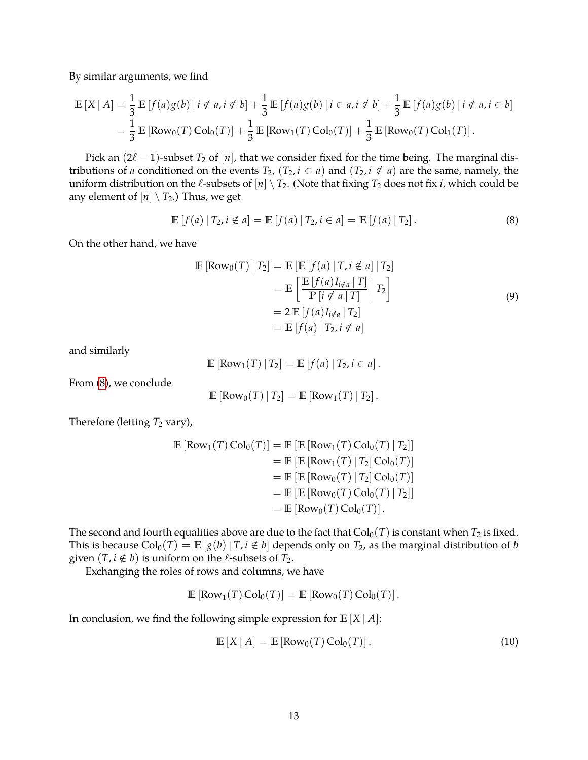By similar arguments, we find

$$
\begin{aligned}
\mathbb{E}[X \mid A] &= \frac{1}{3}\mathbb{E}[f(a)g(b) \mid i \notin a, i \notin b] + \frac{1}{3}\mathbb{E}[f(a)g(b) \mid i \in a, i \notin b] + \frac{1}{3}\mathbb{E}[f(a)g(b) \mid i \notin a, i \in b] \\
&= \frac{1}{3}\mathbb{E}[\mathrm{Row}_0(T)\,\mathrm{Col}_0(T)] + \frac{1}{3}\mathbb{E}[\mathrm{Row}_1(T)\,\mathrm{Col}_0(T)] + \frac{1}{3}\mathbb{E}[\mathrm{Row}_0(T)\,\mathrm{Col}_1(T)].
\end{aligned}
$$

Pick an $(2\ell-1)$-subset $T_2$ of $[n]$, that we consider fixed for the time being. The marginal distributions of $a$ conditioned on the events $T_2$, $(T_2, i \in a)$ and $(T_2, i \notin a)$ are the same, namely, the uniform distribution on the $\ell$-subsets of $[n] \setminus T_2$. (Note that fixing $T_2$ does not fix $i$, which could be any element of $[n] \setminus T_2$.) Thus, we get

$$
\mathbb{E}[f(a) \mid T_2, i \notin a] = \mathbb{E}[f(a) \mid T_2, i \in a] = \mathbb{E}[f(a) \mid T_2]. \tag{8}
$$

On the other hand, we have

$$
\begin{aligned}
\mathbb{E}[\mathrm{Row}_0(T) \mid T_2] &= \mathbb{E}[\mathbb{E}[f(a) \mid T, i \notin a] \mid T_2] \\
&= \mathbb{E}\left[\frac{\mathbb{E}[f(a) I_{i \notin a} \mid T]}{\mathbb{P}[i \notin a \mid T]} \,\middle|\, T_2\right] \\
&= 2\,\mathbb{E}[f(a) I_{i \notin a} \mid T_2] \\
&= \mathbb{E}[f(a) \mid T_2, i \notin a]
\end{aligned} \tag{9}
$$

and similarly

$$
\mathbb{E}[\mathrm{Row}_1(T) \mid T_2] = \mathbb{E}[f(a) \mid T_2, i \in a].
$$

From (8), we conclude

$$
\mathbb{E}[\mathrm{Row}_0(T) \mid T_2] = \mathbb{E}[\mathrm{Row}_1(T) \mid T_2].
$$

Therefore (letting $T_2$ vary),

$$
\begin{aligned}
\mathbb{E}[\mathrm{Row}_1(T)\,\mathrm{Col}_0(T)] &= \mathbb{E}[\mathbb{E}[\mathrm{Row}_1(T)\,\mathrm{Col}_0(T) \mid T_2]] \\
&= \mathbb{E}[\mathbb{E}[\mathrm{Row}_1(T) \mid T_2]\,\mathrm{Col}_0(T)] \\
&= \mathbb{E}[\mathbb{E}[\mathrm{Row}_0(T) \mid T_2]\,\mathrm{Col}_0(T)] \\
&= \mathbb{E}[\mathbb{E}[\mathrm{Row}_0(T)\,\mathrm{Col}_0(T) \mid T_2]] \\
&= \mathbb{E}[\mathrm{Row}_0(T)\,\mathrm{Col}_0(T)].
\end{aligned}
$$

The second and fourth equalities above are due to the fact that $\mathrm{Col}_0(T)$ is constant when $T_2$ is fixed. This is because $\mathrm{Col}_0(T) = \mathbb{E}[g(b) \mid T, i \notin b]$ depends only on $T_2$, as the marginal distribution of $b$ given $(T, i \notin b)$ is uniform on the $\ell$-subsets of $T_2$.

Exchanging the roles of rows and columns, we have

$$
\mathbb{E}[\mathrm{Row}_1(T)\,\mathrm{Col}_0(T)] = \mathbb{E}[\mathrm{Row}_0(T)\,\mathrm{Col}_0(T)].
$$

In conclusion, we find the following simple expression for $\mathbb{E}[X \mid A]$:

$$
\mathbb{E}[X \mid A] = \mathbb{E}[\mathrm{Row}_0(T)\,\mathrm{Col}_0(T)]. \tag{10}
$$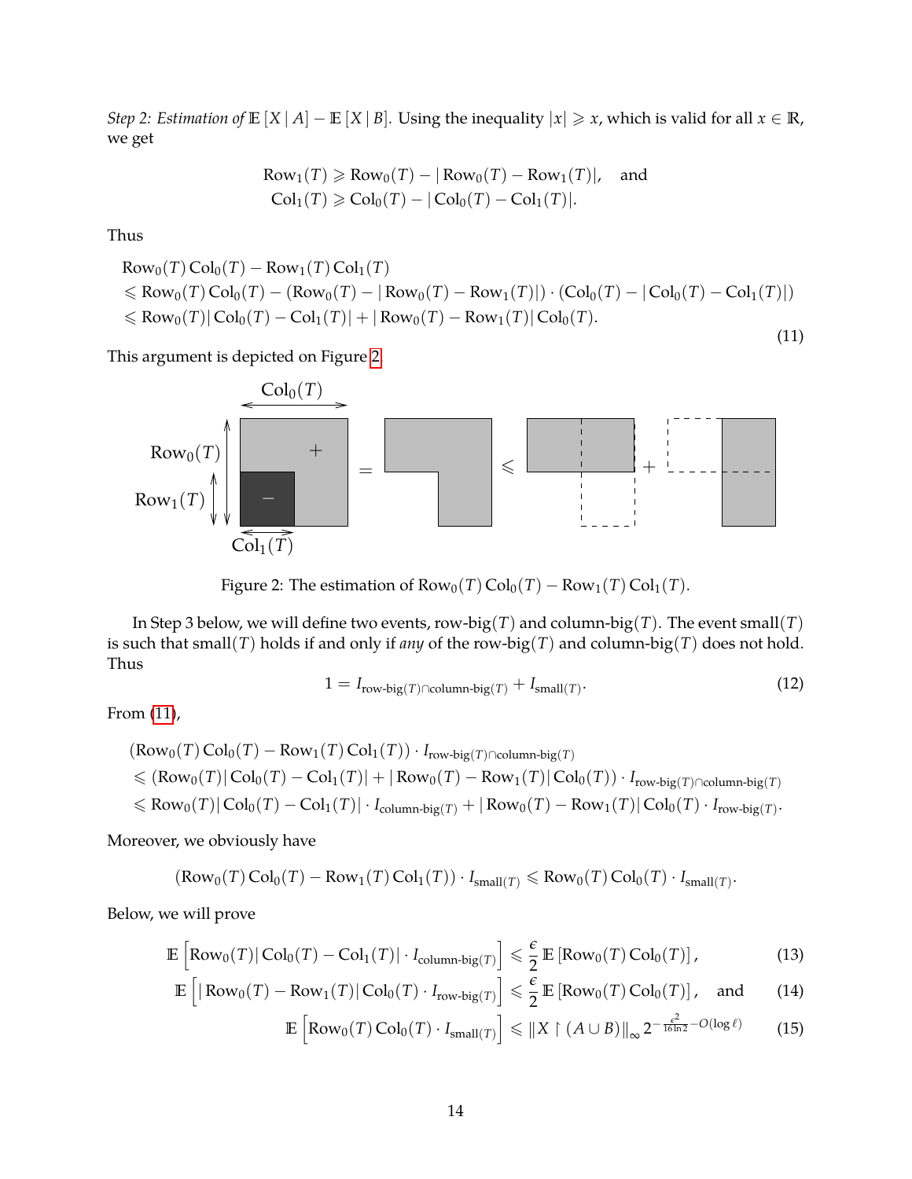*Step 2: Estimation of* $\mathbb{E}[X \mid A] - \mathbb{E}[X \mid B]$. Using the inequality $|x| \geqslant x$, which is valid for all $x \in \mathbb{R}$, we get

$$\begin{aligned}
\text{Row}_1(T) &\geqslant \text{Row}_0(T) - |\text{Row}_0(T) - \text{Row}_1(T)|, \quad \text{and} \\
\text{Col}_1(T) &\geqslant \text{Col}_0(T) - |\text{Col}_0(T) - \text{Col}_1(T)|.
\end{aligned}$$

Thus

$$\begin{aligned}
&\text{Row}_0(T)\,\text{Col}_0(T) - \text{Row}_1(T)\,\text{Col}_1(T) \\
&\leqslant \text{Row}_0(T)\,\text{Col}_0(T) - (\text{Row}_0(T) - |\text{Row}_0(T) - \text{Row}_1(T)|) \cdot (\text{Col}_0(T) - |\text{Col}_0(T) - \text{Col}_1(T)|) \\
&\leqslant \text{Row}_0(T)|\text{Col}_0(T) - \text{Col}_1(T)| + |\text{Row}_0(T) - \text{Row}_1(T)|\,\text{Col}_0(T).
\end{aligned} \tag{11}$$

This argument is depicted on Figure 2.

Figure 2: The estimation of $\text{Row}_0(T)\,\text{Col}_0(T) - \text{Row}_1(T)\,\text{Col}_1(T)$.

In Step 3 below, we will define two events, row-big$(T)$ and column-big$(T)$. The event small$(T)$ is such that small$(T)$ holds if and only if *any* of the row-big$(T)$ and column-big$(T)$ does not hold. Thus

$$1 = I_{\text{row-big}(T) \cap \text{column-big}(T)} + I_{\text{small}(T)}. \tag{12}$$

From (11),

$$\begin{aligned}
&(\text{Row}_0(T)\,\text{Col}_0(T) - \text{Row}_1(T)\,\text{Col}_1(T)) \cdot I_{\text{row-big}(T) \cap \text{column-big}(T)} \\
&\leqslant (\text{Row}_0(T)|\text{Col}_0(T) - \text{Col}_1(T)| + |\text{Row}_0(T) - \text{Row}_1(T)|\,\text{Col}_0(T)) \cdot I_{\text{row-big}(T) \cap \text{column-big}(T)} \\
&\leqslant \text{Row}_0(T)|\text{Col}_0(T) - \text{Col}_1(T)| \cdot I_{\text{column-big}(T)} + |\text{Row}_0(T) - \text{Row}_1(T)|\,\text{Col}_0(T) \cdot I_{\text{row-big}(T)}.
\end{aligned}$$

Moreover, we obviously have

$$(\text{Row}_0(T)\,\text{Col}_0(T) - \text{Row}_1(T)\,\text{Col}_1(T)) \cdot I_{\text{small}(T)} \leqslant \text{Row}_0(T)\,\text{Col}_0(T) \cdot I_{\text{small}(T)}.$$

Below, we will prove

$$\mathbb{E}\left[\text{Row}_0(T)|\text{Col}_0(T) - \text{Col}_1(T)| \cdot I_{\text{column-big}(T)}\right] \leqslant \frac{\epsilon}{2}\,\mathbb{E}\left[\text{Row}_0(T)\,\text{Col}_0(T)\right], \tag{13}$$

$$\mathbb{E}\left[|\text{Row}_0(T) - \text{Row}_1(T)|\,\text{Col}_0(T) \cdot I_{\text{row-big}(T)}\right] \leqslant \frac{\epsilon}{2}\,\mathbb{E}\left[\text{Row}_0(T)\,\text{Col}_0(T)\right], \quad \text{and} \tag{14}$$

$$\mathbb{E}\left[\text{Row}_0(T)\,\text{Col}_0(T) \cdot I_{\text{small}(T)}\right] \leqslant \|X \restriction (A \cup B)\|_\infty\, 2^{-\frac{\epsilon^2}{16 \ln 2} - O(\log \ell)} \tag{15}$$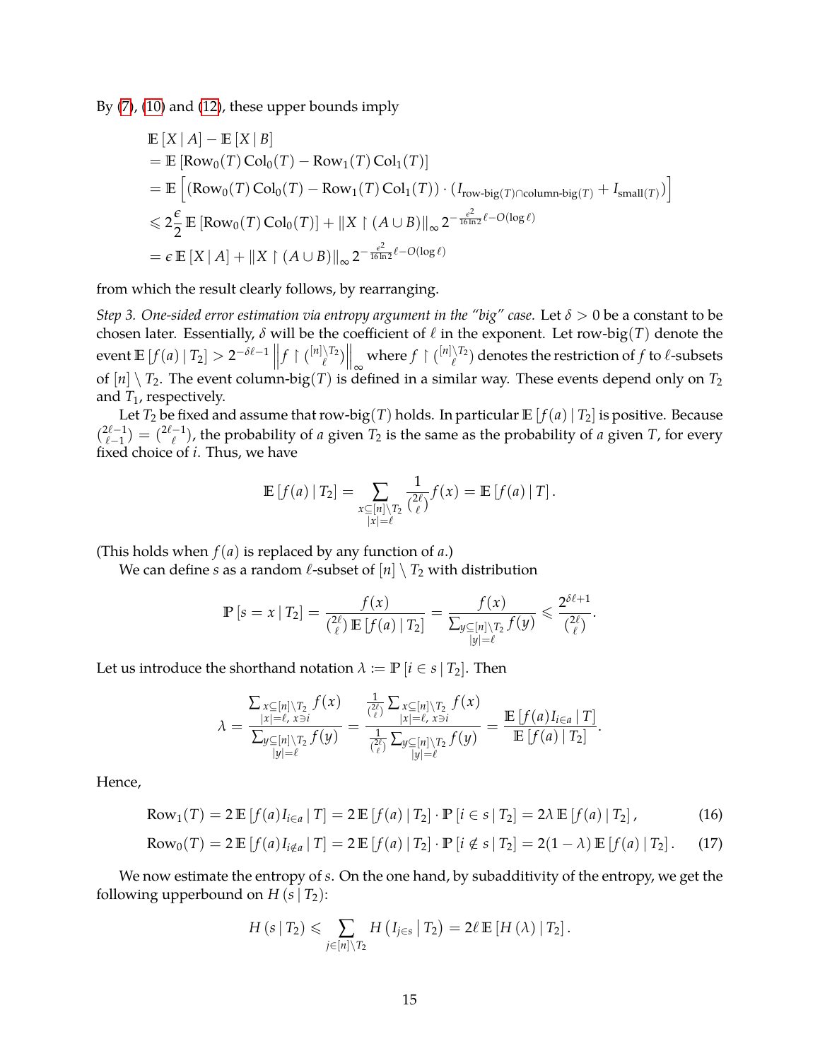By (7), (10) and (12), these upper bounds imply

$$
\begin{aligned}
&\mathbb{E}[X \mid A] - \mathbb{E}[X \mid B] \\
&= \mathbb{E}\left[\mathrm{Row}_0(T)\,\mathrm{Col}_0(T) - \mathrm{Row}_1(T)\,\mathrm{Col}_1(T)\right] \\
&= \mathbb{E}\left[\left(\mathrm{Row}_0(T)\,\mathrm{Col}_0(T) - \mathrm{Row}_1(T)\,\mathrm{Col}_1(T)\right)\cdot\left(I_{\text{row-big}(T)\cap\text{column-big}(T)} + I_{\text{small}(T)}\right)\right] \\
&\leqslant 2\frac{\epsilon}{2}\,\mathbb{E}\left[\mathrm{Row}_0(T)\,\mathrm{Col}_0(T)\right] + \|X \upharpoonright (A\cup B)\|_\infty 2^{-\frac{\epsilon^2}{16\ln 2}\ell - O(\log \ell)} \\
&= \epsilon\,\mathbb{E}[X \mid A] + \|X \upharpoonright (A\cup B)\|_\infty 2^{-\frac{\epsilon^2}{16\ln 2}\ell - O(\log \ell)}
\end{aligned}
$$

from which the result clearly follows, by rearranging.

*Step 3. One-sided error estimation via entropy argument in the "big" case.* Let $\delta > 0$ be a constant to be chosen later. Essentially, $\delta$ will be the coefficient of $\ell$ in the exponent. Let row-big$(T)$ denote the event $\mathbb{E}[f(a) \mid T_2] > 2^{-\delta\ell-1}\left\|f \upharpoonright \binom{[n]\setminus T_2}{\ell}\right\|_\infty$ where $f \upharpoonright \binom{[n]\setminus T_2}{\ell}$ denotes the restriction of $f$ to $\ell$-subsets of $[n]\setminus T_2$. The event column-big$(T)$ is defined in a similar way. These events depend only on $T_2$ and $T_1$, respectively.

Let $T_2$ be fixed and assume that row-big$(T)$ holds. In particular $\mathbb{E}[f(a) \mid T_2]$ is positive. Because $\binom{2\ell-1}{\ell-1} = \binom{2\ell-1}{\ell}$, the probability of $a$ given $T_2$ is the same as the probability of $a$ given $T$, for every fixed choice of $i$. Thus, we have

$$
\mathbb{E}[f(a) \mid T_2] = \sum_{\substack{x\subseteq[n]\setminus T_2\\|x|=\ell}} \frac{1}{\binom{2\ell}{\ell}} f(x) = \mathbb{E}[f(a) \mid T].
$$

(This holds when $f(a)$ is replaced by any function of $a$.)

We can define $s$ as a random $\ell$-subset of $[n]\setminus T_2$ with distribution

$$
\mathbb{P}[s = x \mid T_2] = \frac{f(x)}{\binom{2\ell}{\ell}\,\mathbb{E}[f(a) \mid T_2]} = \frac{f(x)}{\sum_{\substack{y\subseteq[n]\setminus T_2\\|y|=\ell}} f(y)} \leqslant \frac{2^{\delta\ell+1}}{\binom{2\ell}{\ell}}.
$$

Let us introduce the shorthand notation $\lambda := \mathbb{P}[i \in s \mid T_2]$. Then

$$
\lambda = \frac{\sum_{\substack{x\subseteq[n]\setminus T_2\\|x|=\ell,\ x\ni i}} f(x)}{\sum_{\substack{y\subseteq[n]\setminus T_2\\|y|=\ell}} f(y)} = \frac{\frac{1}{\binom{2\ell}{\ell}}\sum_{\substack{x\subseteq[n]\setminus T_2\\|x|=\ell,\ x\ni i}} f(x)}{\frac{1}{\binom{2\ell}{\ell}}\sum_{\substack{y\subseteq[n]\setminus T_2\\|y|=\ell}} f(y)} = \frac{\mathbb{E}[f(a)I_{i\in a} \mid T]}{\mathbb{E}[f(a) \mid T_2]}.
$$

Hence,

$$
\mathrm{Row}_1(T) = 2\,\mathbb{E}[f(a)I_{i\in a} \mid T] = 2\,\mathbb{E}[f(a) \mid T_2]\cdot\mathbb{P}[i\in s \mid T_2] = 2\lambda\,\mathbb{E}[f(a) \mid T_2], \tag{16}
$$

$$
\mathrm{Row}_0(T) = 2\,\mathbb{E}[f(a)I_{i\notin a} \mid T] = 2\,\mathbb{E}[f(a) \mid T_2]\cdot\mathbb{P}[i\notin s \mid T_2] = 2(1-\lambda)\,\mathbb{E}[f(a) \mid T_2]. \tag{17}
$$

We now estimate the entropy of $s$. On the one hand, by subadditivity of the entropy, we get the following upperbound on $H(s \mid T_2)$:

$$
H(s \mid T_2) \leqslant \sum_{j\in[n]\setminus T_2} H\left(I_{j\in s} \,\middle|\, T_2\right) = 2\ell\,\mathbb{E}[H(\lambda) \mid T_2].
$$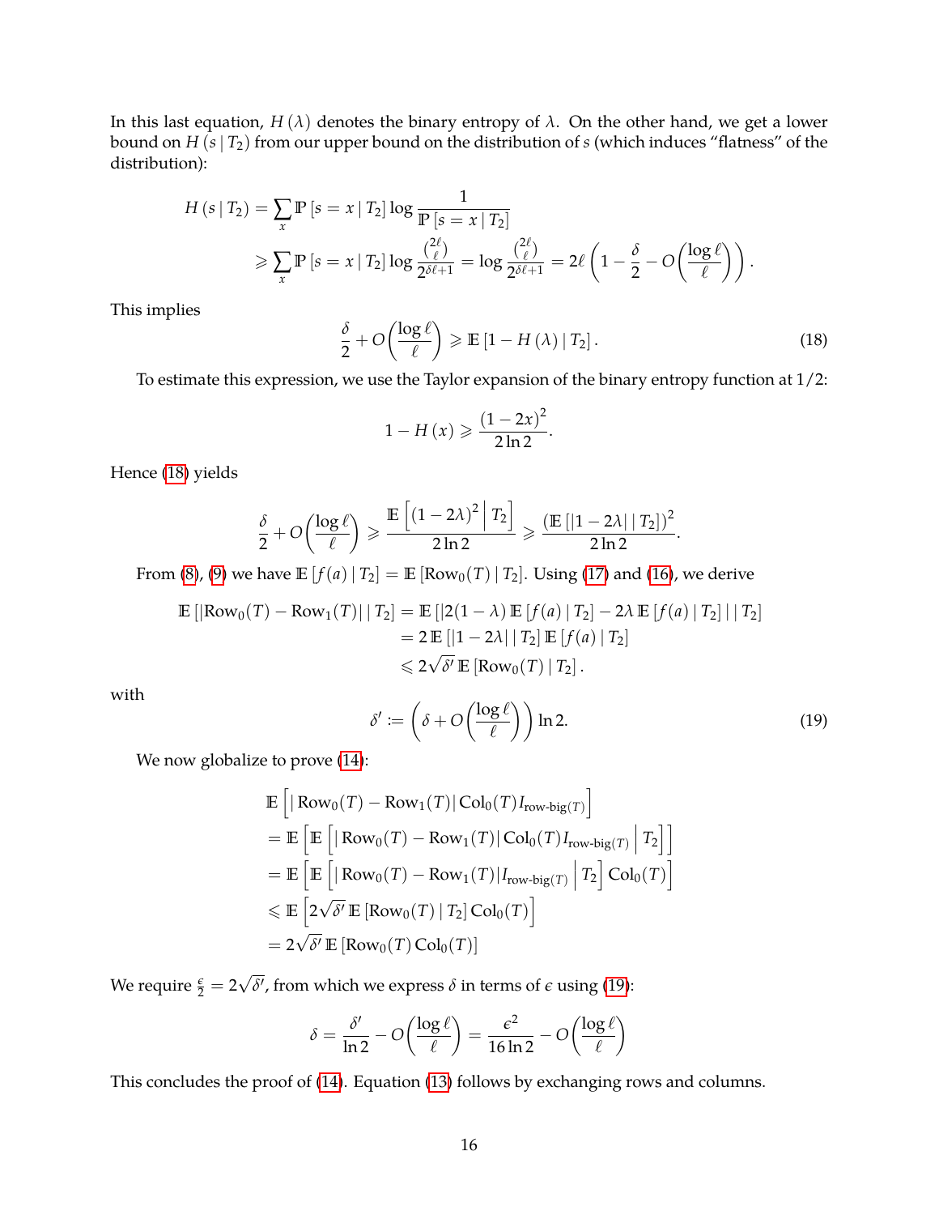In this last equation, $H(\lambda)$ denotes the binary entropy of $\lambda$. On the other hand, we get a lower bound on $H(s \mid T_2)$ from our upper bound on the distribution of $s$ (which induces "flatness" of the distribution):

$$
\begin{aligned}
H(s \mid T_2) &= \sum_x \mathbb{P}[s = x \mid T_2] \log \frac{1}{\mathbb{P}[s = x \mid T_2]} \\
&\geqslant \sum_x \mathbb{P}[s = x \mid T_2] \log \frac{\binom{2\ell}{\ell}}{2^{\delta\ell+1}} = \log \frac{\binom{2\ell}{\ell}}{2^{\delta\ell+1}} = 2\ell \left(1 - \frac{\delta}{2} - O\left(\frac{\log \ell}{\ell}\right)\right).
\end{aligned}
$$

This implies

$$
\frac{\delta}{2} + O\left(\frac{\log \ell}{\ell}\right) \geqslant \mathbb{E}[1 - H(\lambda) \mid T_2]. \tag{18}
$$

To estimate this expression, we use the Taylor expansion of the binary entropy function at $1/2$:

$$
1 - H(x) \geqslant \frac{(1-2x)^2}{2\ln 2}.
$$

Hence (18) yields

$$
\frac{\delta}{2} + O\left(\frac{\log \ell}{\ell}\right) \geqslant \frac{\mathbb{E}\left[(1-2\lambda)^2 \,\middle|\, T_2\right]}{2\ln 2} \geqslant \frac{(\mathbb{E}[|1-2\lambda| \mid T_2])^2}{2\ln 2}.
$$

From (8), (9) we have $\mathbb{E}[f(a) \mid T_2] = \mathbb{E}[\mathrm{Row}_0(T) \mid T_2]$. Using (17) and (16), we derive

$$
\begin{aligned}
\mathbb{E}[|\mathrm{Row}_0(T) - \mathrm{Row}_1(T)| \mid T_2] &= \mathbb{E}[|2(1-\lambda)\,\mathbb{E}[f(a) \mid T_2] - 2\lambda\,\mathbb{E}[f(a) \mid T_2]| \mid T_2] \\
&= 2\,\mathbb{E}[|1-2\lambda| \mid T_2]\,\mathbb{E}[f(a) \mid T_2] \\
&\leqslant 2\sqrt{\delta'}\,\mathbb{E}[\mathrm{Row}_0(T) \mid T_2].
\end{aligned}
$$

with

$$
\delta' := \left(\delta + O\left(\frac{\log \ell}{\ell}\right)\right) \ln 2. \tag{19}
$$

We now globalize to prove (14):

$$
\begin{aligned}
&\mathbb{E}\left[|\mathrm{Row}_0(T) - \mathrm{Row}_1(T)|\,\mathrm{Col}_0(T) I_{\text{row-big}(T)}\right] \\
&= \mathbb{E}\left[\mathbb{E}\left[|\mathrm{Row}_0(T) - \mathrm{Row}_1(T)|\,\mathrm{Col}_0(T) I_{\text{row-big}(T)} \,\middle|\, T_2\right]\right] \\
&= \mathbb{E}\left[\mathbb{E}\left[|\mathrm{Row}_0(T) - \mathrm{Row}_1(T)| I_{\text{row-big}(T)} \,\middle|\, T_2\right] \mathrm{Col}_0(T)\right] \\
&\leqslant \mathbb{E}\left[2\sqrt{\delta'}\,\mathbb{E}[\mathrm{Row}_0(T) \mid T_2]\,\mathrm{Col}_0(T)\right] \\
&= 2\sqrt{\delta'}\,\mathbb{E}[\mathrm{Row}_0(T)\,\mathrm{Col}_0(T)]
\end{aligned}
$$

We require $\frac{\epsilon}{2} = 2\sqrt{\delta'}$, from which we express $\delta$ in terms of $\epsilon$ using (19):

$$
\delta = \frac{\delta'}{\ln 2} - O\left(\frac{\log \ell}{\ell}\right) = \frac{\epsilon^2}{16\ln 2} - O\left(\frac{\log \ell}{\ell}\right)
$$

This concludes the proof of (14). Equation (13) follows by exchanging rows and columns.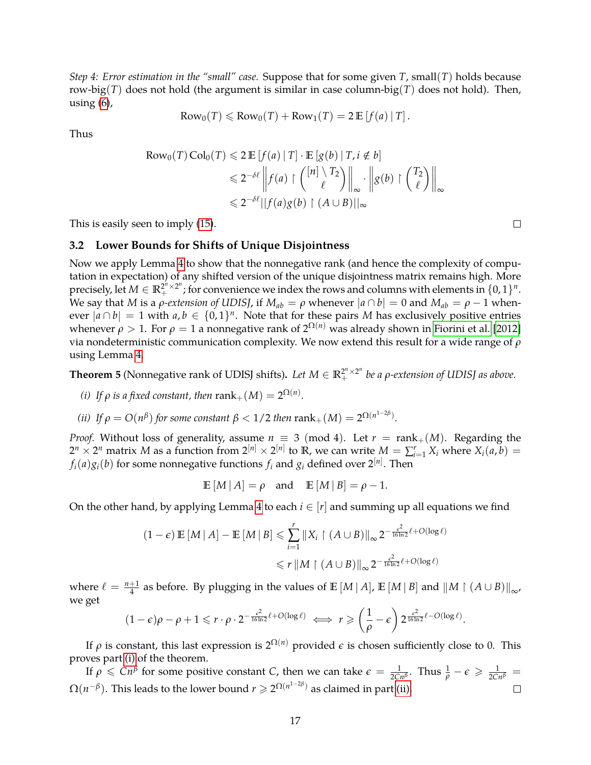*Step 4: Error estimation in the "small" case.* Suppose that for some given $T$, small$(T)$ holds because row-big$(T)$ does not hold (the argument is similar in case column-big$(T)$ does not hold). Then, using (6),

$$\mathrm{Row}_0(T) \leqslant \mathrm{Row}_0(T) + \mathrm{Row}_1(T) = 2\,\mathbb{E}\left[f(a) \mid T\right].$$

Thus

$$\begin{aligned}
\mathrm{Row}_0(T)\,\mathrm{Col}_0(T) &\leqslant 2\,\mathbb{E}\left[f(a) \mid T\right] \cdot \mathbb{E}\left[g(b) \mid T, i \notin b\right] \\
&\leqslant 2^{-\delta\ell} \left\| f(a) \restriction \binom{[n]\setminus T_2}{\ell} \right\|_\infty \cdot \left\| g(b) \restriction \binom{T_2}{\ell} \right\|_\infty \\
&\leqslant 2^{-\delta\ell} \| f(a)g(b) \restriction (A \cup B) \|_\infty
\end{aligned}$$

This is easily seen to imply (15). □

### 3.2 Lower Bounds for Shifts of Unique Disjointness

Now we apply Lemma 4 to show that the nonnegative rank (and hence the complexity of computation in expectation) of any shifted version of the unique disjointness matrix remains high. More precisely, let $M \in \mathbb{R}_+^{2^n \times 2^n}$; for convenience we index the rows and columns with elements in $\{0,1\}^n$. We say that $M$ is a *$\rho$-extension of UDISJ*, if $M_{ab} = \rho$ whenever $|a \cap b| = 0$ and $M_{ab} = \rho - 1$ whenever $|a \cap b| = 1$ with $a, b \in \{0,1\}^n$. Note that for these pairs $M$ has exclusively positive entries whenever $\rho > 1$. For $\rho = 1$ a nonnegative rank of $2^{\Omega(n)}$ was already shown in Fiorini et al. [2012] via nondeterministic communication complexity. We now extend this result for a wide range of $\rho$ using Lemma 4.

**Theorem 5** (Nonnegative rank of UDISJ shifts)**.** *Let $M \in \mathbb{R}_+^{2^n \times 2^n}$ be a $\rho$-extension of UDISJ as above.*

*(i) If $\rho$ is a fixed constant, then $\mathrm{rank}_+(M) = 2^{\Omega(n)}$.*

*(ii) If $\rho = O(n^\beta)$ for some constant $\beta < 1/2$ then $\mathrm{rank}_+(M) = 2^{\Omega(n^{1-2\beta})}$.*

*Proof.* Without loss of generality, assume $n \equiv 3 \pmod 4$. Let $r = \mathrm{rank}_+(M)$. Regarding the $2^n \times 2^n$ matrix $M$ as a function from $2^{[n]} \times 2^{[n]}$ to $\mathbb{R}$, we can write $M = \sum_{i=1}^r X_i$ where $X_i(a,b) = f_i(a)g_i(b)$ for some nonnegative functions $f_i$ and $g_i$ defined over $2^{[n]}$. Then

$$\mathbb{E}\left[M \mid A\right] = \rho \quad \text{and} \quad \mathbb{E}\left[M \mid B\right] = \rho - 1.$$

On the other hand, by applying Lemma 4 to each $i \in [r]$ and summing up all equations we find

$$\begin{aligned}
(1-\epsilon)\,\mathbb{E}\left[M \mid A\right] - \mathbb{E}\left[M \mid B\right] &\leqslant \sum_{i=1}^r \|X_i \restriction (A \cup B)\|_\infty 2^{-\frac{\epsilon^2}{16\ln 2}\ell + O(\log \ell)} \\
&\leqslant r\,\|M \restriction (A \cup B)\|_\infty 2^{-\frac{\epsilon^2}{16\ln 2}\ell + O(\log \ell)}
\end{aligned}$$

where $\ell = \frac{n+1}{4}$ as before. By plugging in the values of $\mathbb{E}\left[M \mid A\right]$, $\mathbb{E}\left[M \mid B\right]$ and $\|M \restriction (A \cup B)\|_\infty$, we get

$$(1-\epsilon)\rho - \rho + 1 \leqslant r \cdot \rho \cdot 2^{-\frac{\epsilon^2}{16\ln 2}\ell + O(\log \ell)} \iff r \geqslant \left(\frac{1}{\rho} - \epsilon\right) 2^{\frac{\epsilon^2}{16\ln 2}\ell - O(\log \ell)}.$$

If $\rho$ is constant, this last expression is $2^{\Omega(n)}$ provided $\epsilon$ is chosen sufficiently close to 0. This proves part (i) of the theorem.

If $\rho \leqslant Cn^\beta$ for some positive constant $C$, then we can take $\epsilon = \frac{1}{2Cn^\beta}$. Thus $\frac{1}{\rho} - \epsilon \geqslant \frac{1}{2Cn^\beta} = \Omega(n^{-\beta})$. This leads to the lower bound $r \geqslant 2^{\Omega(n^{1-2\beta})}$ as claimed in part (ii). □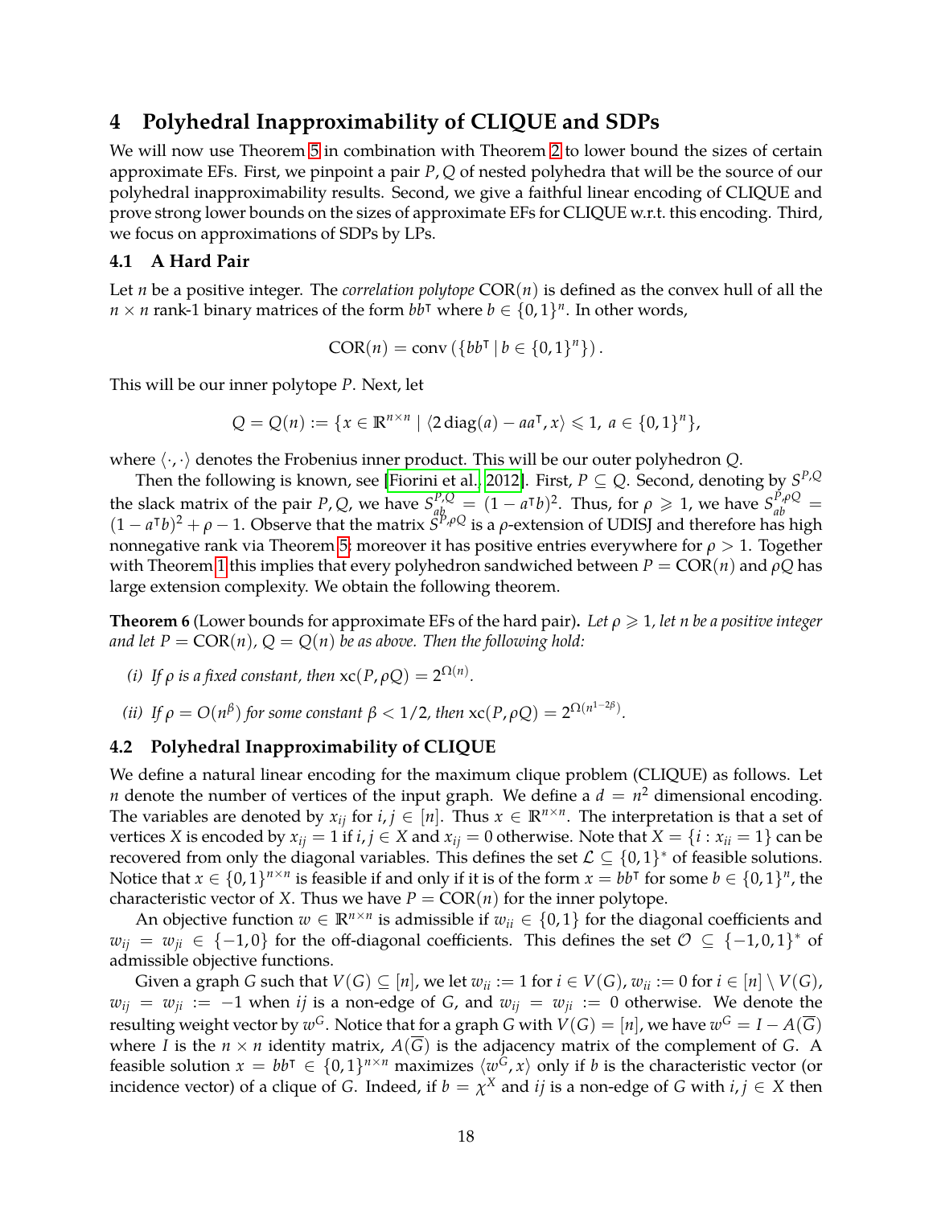# 4 Polyhedral Inapproximability of CLIQUE and SDPs

We will now use Theorem 5 in combination with Theorem 2 to lower bound the sizes of certain approximate EFs. First, we pinpoint a pair $P, Q$ of nested polyhedra that will be the source of our polyhedral inapproximability results. Second, we give a faithful linear encoding of CLIQUE and prove strong lower bounds on the sizes of approximate EFs for CLIQUE w.r.t. this encoding. Third, we focus on approximations of SDPs by LPs.

## 4.1 A Hard Pair

Let $n$ be a positive integer. The *correlation polytope* $\mathrm{COR}(n)$ is defined as the convex hull of all the $n \times n$ rank-1 binary matrices of the form $bb^\intercal$ where $b \in \{0,1\}^n$. In other words,

$$\mathrm{COR}(n) = \mathrm{conv}\left(\{bb^\intercal \mid b \in \{0,1\}^n\}\right).$$

This will be our inner polytope $P$. Next, let

$$Q = Q(n) := \{x \in \mathbb{R}^{n\times n} \mid \langle 2\,\mathrm{diag}(a) - aa^\intercal, x\rangle \leqslant 1,\ a \in \{0,1\}^n\},$$

where $\langle \cdot, \cdot \rangle$ denotes the Frobenius inner product. This will be our outer polyhedron $Q$.

Then the following is known, see [Fiorini et al., 2012]. First, $P \subseteq Q$. Second, denoting by $S^{P,Q}$ the slack matrix of the pair $P, Q$, we have $S^{P,Q}_{ab} = (1 - a^\intercal b)^2$. Thus, for $\rho \geqslant 1$, we have $S^{P,\rho Q}_{ab} = (1 - a^\intercal b)^2 + \rho - 1$. Observe that the matrix $S^{P,\rho Q}$ is a $\rho$-extension of UDISJ and therefore has high nonnegative rank via Theorem 5; moreover it has positive entries everywhere for $\rho > 1$. Together with Theorem 1 this implies that every polyhedron sandwiched between $P = \mathrm{COR}(n)$ and $\rho Q$ has large extension complexity. We obtain the following theorem.

**Theorem 6** (Lower bounds for approximate EFs of the hard pair)**.** *Let $\rho \geqslant 1$, let $n$ be a positive integer and let $P = \mathrm{COR}(n)$, $Q = Q(n)$ be as above. Then the following hold:*

- *(i) If $\rho$ is a fixed constant, then $\mathrm{xc}(P, \rho Q) = 2^{\Omega(n)}$.*
- *(ii) If $\rho = O(n^\beta)$ for some constant $\beta < 1/2$, then $\mathrm{xc}(P, \rho Q) = 2^{\Omega(n^{1-2\beta})}$.*

## 4.2 Polyhedral Inapproximability of CLIQUE

We define a natural linear encoding for the maximum clique problem (CLIQUE) as follows. Let $n$ denote the number of vertices of the input graph. We define a $d = n^2$ dimensional encoding. The variables are denoted by $x_{ij}$ for $i, j \in [n]$. Thus $x \in \mathbb{R}^{n\times n}$. The interpretation is that a set of vertices $X$ is encoded by $x_{ij} = 1$ if $i, j \in X$ and $x_{ij} = 0$ otherwise. Note that $X = \{i : x_{ii} = 1\}$ can be recovered from only the diagonal variables. This defines the set $\mathcal{L} \subseteq \{0,1\}^*$ of feasible solutions. Notice that $x \in \{0,1\}^{n\times n}$ is feasible if and only if it is of the form $x = bb^\intercal$ for some $b \in \{0,1\}^n$, the characteristic vector of $X$. Thus we have $P = \mathrm{COR}(n)$ for the inner polytope.

An objective function $w \in \mathbb{R}^{n\times n}$ is admissible if $w_{ii} \in \{0,1\}$ for the diagonal coefficients and $w_{ij} = w_{ji} \in \{-1, 0\}$ for the off-diagonal coefficients. This defines the set $\mathcal{O} \subseteq \{-1,0,1\}^*$ of admissible objective functions.

Given a graph $G$ such that $V(G) \subseteq [n]$, we let $w_{ii} := 1$ for $i \in V(G)$, $w_{ii} := 0$ for $i \in [n] \setminus V(G)$, $w_{ij} = w_{ji} := -1$ when $ij$ is a non-edge of $G$, and $w_{ij} = w_{ji} := 0$ otherwise. We denote the resulting weight vector by $w^G$. Notice that for a graph $G$ with $V(G) = [n]$, we have $w^G = I - A(\overline{G})$ where $I$ is the $n \times n$ identity matrix, $A(\overline{G})$ is the adjacency matrix of the complement of $G$. A feasible solution $x = bb^\intercal \in \{0,1\}^{n\times n}$ maximizes $\langle w^G, x\rangle$ only if $b$ is the characteristic vector (or incidence vector) of a clique of $G$. Indeed, if $b = \chi^X$ and $ij$ is a non-edge of $G$ with $i, j \in X$ then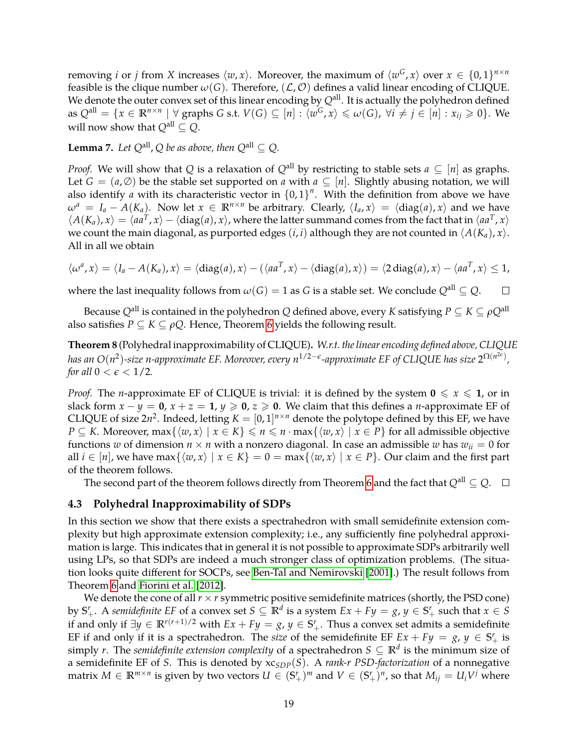removing $i$ or $j$ from $X$ increases $\langle w, x\rangle$. Moreover, the maximum of $\langle w^G, x\rangle$ over $x \in \{0,1\}^{n\times n}$ feasible is the clique number $\omega(G)$. Therefore, $(\mathcal{L}, \mathcal{O})$ defines a valid linear encoding of CLIQUE. We denote the outer convex set of this linear encoding by $Q^{\text{all}}$. It is actually the polyhedron defined as $Q^{\text{all}} = \{x \in \mathbb{R}^{n\times n} \mid \forall \text{ graphs } G \text{ s.t. } V(G) \subseteq [n] : \langle w^G, x\rangle \leqslant \omega(G),\ \forall i \neq j \in [n] : x_{ij} \geqslant 0\}$. We will now show that $Q^{\text{all}} \subseteq Q$.

**Lemma 7.** *Let $Q^{\text{all}}, Q$ be as above, then $Q^{\text{all}} \subseteq Q$.*

*Proof.* We will show that $Q$ is a relaxation of $Q^{\text{all}}$ by restricting to stable sets $a \subseteq [n]$ as graphs. Let $G = (a, \emptyset)$ be the stable set supported on $a$ with $a \subseteq [n]$. Slightly abusing notation, we will also identify $a$ with its characteristic vector in $\{0,1\}^n$. With the definition from above we have $\omega^a = I_a - A(K_a)$. Now let $x \in \mathbb{R}^{n\times n}$ be arbitrary. Clearly, $\langle I_a, x\rangle = \langle \operatorname{diag}(a), x\rangle$ and we have $\langle A(K_a), x\rangle = \langle aa^T, x\rangle - \langle \operatorname{diag}(a), x\rangle$, where the latter summand comes from the fact that in $\langle aa^T, x\rangle$ we count the main diagonal, as purported edges $(i,i)$ although they are not counted in $\langle A(K_a), x\rangle$. All in all we obtain

$$\langle \omega^a, x\rangle = \langle I_a - A(K_a), x\rangle = \langle \operatorname{diag}(a), x\rangle - (\langle aa^T, x\rangle - \langle \operatorname{diag}(a), x\rangle) = \langle 2\operatorname{diag}(a), x\rangle - \langle aa^T, x\rangle \leq 1,$$

where the last inequality follows from $\omega(G) = 1$ as $G$ is a stable set. We conclude $Q^{\text{all}} \subseteq Q$. $\square$

Because $Q^{\text{all}}$ is contained in the polyhedron $Q$ defined above, every $K$ satisfying $P \subseteq K \subseteq \rho Q^{\text{all}}$ also satisfies $P \subseteq K \subseteq \rho Q$. Hence, Theorem 6 yields the following result.

**Theorem 8** (Polyhedral inapproximability of CLIQUE)**.** *W.r.t. the linear encoding defined above, CLIQUE has an $O(n^2)$-size $n$-approximate EF. Moreover, every $n^{1/2-\epsilon}$-approximate EF of CLIQUE has size $2^{\Omega(n^{2\epsilon})}$, for all $0 < \epsilon < 1/2$.*

*Proof.* The $n$-approximate EF of CLIQUE is trivial: it is defined by the system $\mathbf{0} \leqslant x \leqslant \mathbf{1}$, or in slack form $x - y = \mathbf{0}$, $x + z = \mathbf{1}$, $y \geqslant \mathbf{0}$, $z \geqslant \mathbf{0}$. We claim that this defines a $n$-approximate EF of CLIQUE of size $2n^2$. Indeed, letting $K = [0,1]^{n\times n}$ denote the polytope defined by this EF, we have $P \subseteq K$. Moreover, $\max\{\langle w, x\rangle \mid x \in K\} \leqslant n \leqslant n \cdot \max\{\langle w, x\rangle \mid x \in P\}$ for all admissible objective functions $w$ of dimension $n \times n$ with a nonzero diagonal. In case an admissible $w$ has $w_{ii} = 0$ for all $i \in [n]$, we have $\max\{\langle w, x\rangle \mid x \in K\} = 0 = \max\{\langle w, x\rangle \mid x \in P\}$. Our claim and the first part of the theorem follows.

The second part of the theorem follows directly from Theorem 6 and the fact that $Q^{\text{all}} \subseteq Q$. $\square$

### 4.3 Polyhedral Inapproximability of SDPs

In this section we show that there exists a spectrahedron with small semidefinite extension complexity but high approximate extension complexity; i.e., any sufficiently fine polyhedral approximation is large. This indicates that in general it is not possible to approximate SDPs arbitrarily well using LPs, so that SDPs are indeed a much stronger class of optimization problems. (The situation looks quite different for SOCPs, see Ben-Tal and Nemirovski [2001].) The result follows from Theorem 6 and Fiorini et al. [2012].

We denote the cone of all $r \times r$ symmetric positive semidefinite matrices (shortly, the PSD cone) by $\mathbb{S}^r_+$. A *semidefinite EF* of a convex set $S \subseteq \mathbb{R}^d$ is a system $Ex + Fy = g$, $y \in \mathbb{S}^r_+$ such that $x \in S$ if and only if $\exists y \in \mathbb{R}^{r(r+1)/2}$ with $Ex + Fy = g$, $y \in \mathbb{S}^r_+$. Thus a convex set admits a semidefinite EF if and only if it is a spectrahedron. The *size* of the semidefinite EF $Ex + Fy = g$, $y \in \mathbb{S}^r_+$ is simply $r$. The *semidefinite extension complexity* of a spectrahedron $S \subseteq \mathbb{R}^d$ is the minimum size of a semidefinite EF of $S$. This is denoted by $\text{xc}_{SDP}(S)$. A *rank-r PSD-factorization* of a nonnegative matrix $M \in \mathbb{R}^{m\times n}$ is given by two vectors $U \in (\mathbb{S}^r_+)^m$ and $V \in (\mathbb{S}^r_+)^n$, so that $M_{ij} = U_i V^j$ where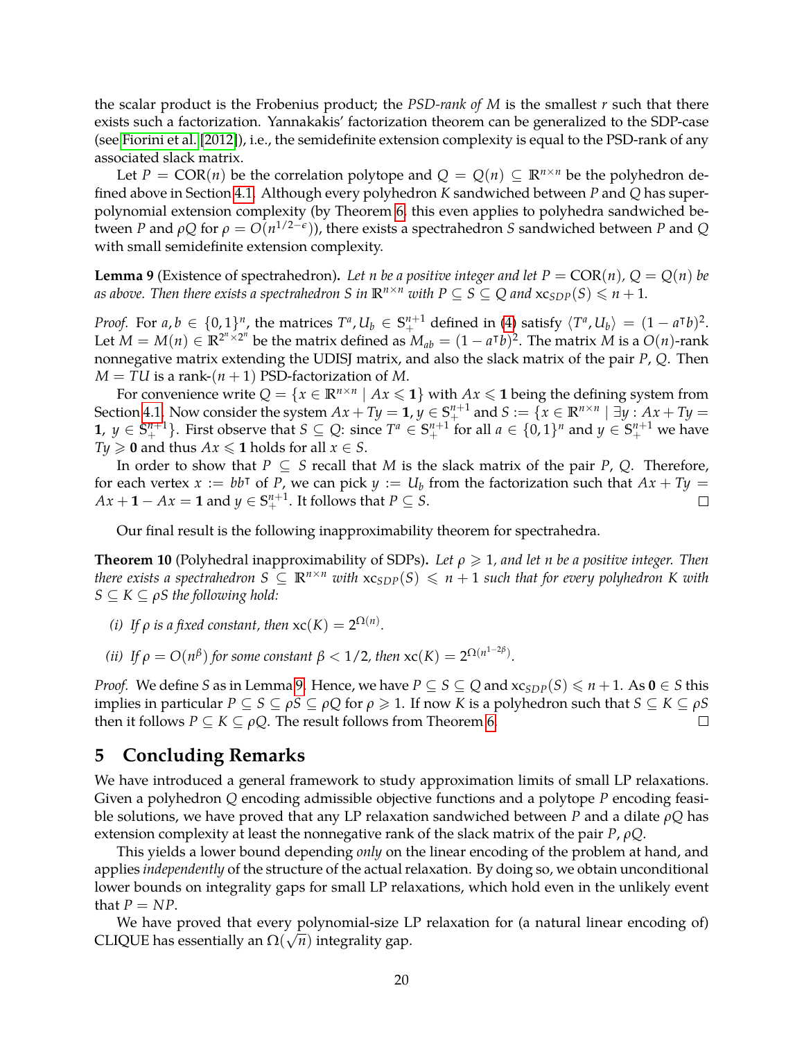the scalar product is the Frobenius product; the *PSD-rank of* $M$ is the smallest $r$ such that there exists such a factorization. Yannakakis' factorization theorem can be generalized to the SDP-case (see Fiorini et al. [2012]), i.e., the semidefinite extension complexity is equal to the PSD-rank of any associated slack matrix.

Let $P = \mathrm{COR}(n)$ be the correlation polytope and $Q = Q(n) \subseteq \mathbb{R}^{n\times n}$ be the polyhedron defined above in Section 4.1. Although every polyhedron $K$ sandwiched between $P$ and $Q$ has superpolynomial extension complexity (by Theorem 6, this even applies to polyhedra sandwiched between $P$ and $\rho Q$ for $\rho = O(n^{1/2-\epsilon})$), there exists a spectrahedron $S$ sandwiched between $P$ and $Q$ with small semidefinite extension complexity.

**Lemma 9** (Existence of spectrahedron)**.** *Let $n$ be a positive integer and let $P = \mathrm{COR}(n)$, $Q = Q(n)$ be as above. Then there exists a spectrahedron $S$ in $\mathbb{R}^{n\times n}$ with $P \subseteq S \subseteq Q$ and $\mathrm{xc}_{SDP}(S) \leqslant n+1$.*

*Proof.* For $a, b \in \{0,1\}^n$, the matrices $T^a, U_b \in \mathbb{S}_+^{n+1}$ defined in (4) satisfy $\langle T^a, U_b\rangle = (1 - a^\intercal b)^2$. Let $M = M(n) \in \mathbb{R}^{2^n \times 2^n}$ be the matrix defined as $M_{ab} = (1 - a^\intercal b)^2$. The matrix $M$ is a $O(n)$-rank nonnegative matrix extending the UDISJ matrix, and also the slack matrix of the pair $P$, $Q$. Then $M = TU$ is a rank-$(n+1)$ PSD-factorization of $M$.

For convenience write $Q = \{x \in \mathbb{R}^{n\times n} \mid Ax \leqslant \mathbf{1}\}$ with $Ax \leqslant \mathbf{1}$ being the defining system from Section 4.1. Now consider the system $Ax + Ty = \mathbf{1}$, $y \in \mathbb{S}_+^{n+1}$ and $S := \{x \in \mathbb{R}^{n\times n} \mid \exists y : Ax + Ty = \mathbf{1},\ y \in \mathbb{S}_+^{n+1}\}$. First observe that $S \subseteq Q$: since $T^a \in \mathbb{S}_+^{n+1}$ for all $a \in \{0,1\}^n$ and $y \in \mathbb{S}_+^{n+1}$ we have $Ty \geqslant \mathbf{0}$ and thus $Ax \leqslant \mathbf{1}$ holds for all $x \in S$.

In order to show that $P \subseteq S$ recall that $M$ is the slack matrix of the pair $P$, $Q$. Therefore, for each vertex $x := bb^\intercal$ of $P$, we can pick $y := U_b$ from the factorization such that $Ax + Ty = Ax + \mathbf{1} - Ax = \mathbf{1}$ and $y \in \mathbb{S}_+^{n+1}$. It follows that $P \subseteq S$. □

Our final result is the following inapproximability theorem for spectrahedra.

**Theorem 10** (Polyhedral inapproximability of SDPs)**.** *Let $\rho \geqslant 1$, and let $n$ be a positive integer. Then there exists a spectrahedron $S \subseteq \mathbb{R}^{n\times n}$ with $\mathrm{xc}_{SDP}(S) \leqslant n+1$ such that for every polyhedron $K$ with $S \subseteq K \subseteq \rho S$ the following hold:*

*(i) If $\rho$ is a fixed constant, then $\mathrm{xc}(K) = 2^{\Omega(n)}$.*

*(ii) If $\rho = O(n^\beta)$ for some constant $\beta < 1/2$, then $\mathrm{xc}(K) = 2^{\Omega(n^{1-2\beta})}$.*

*Proof.* We define $S$ as in Lemma 9. Hence, we have $P \subseteq S \subseteq Q$ and $\mathrm{xc}_{SDP}(S) \leqslant n+1$. As $\mathbf{0} \in S$ this implies in particular $P \subseteq S \subseteq \rho S \subseteq \rho Q$ for $\rho \geqslant 1$. If now $K$ is a polyhedron such that $S \subseteq K \subseteq \rho S$ then it follows $P \subseteq K \subseteq \rho Q$. The result follows from Theorem 6. □

## 5 Concluding Remarks

We have introduced a general framework to study approximation limits of small LP relaxations. Given a polyhedron $Q$ encoding admissible objective functions and a polytope $P$ encoding feasible solutions, we have proved that any LP relaxation sandwiched between $P$ and a dilate $\rho Q$ has extension complexity at least the nonnegative rank of the slack matrix of the pair $P$, $\rho Q$.

This yields a lower bound depending *only* on the linear encoding of the problem at hand, and applies *independently* of the structure of the actual relaxation. By doing so, we obtain unconditional lower bounds on integrality gaps for small LP relaxations, which hold even in the unlikely event that $P = NP$.

We have proved that every polynomial-size LP relaxation for (a natural linear encoding of) CLIQUE has essentially an $\Omega(\sqrt{n})$ integrality gap.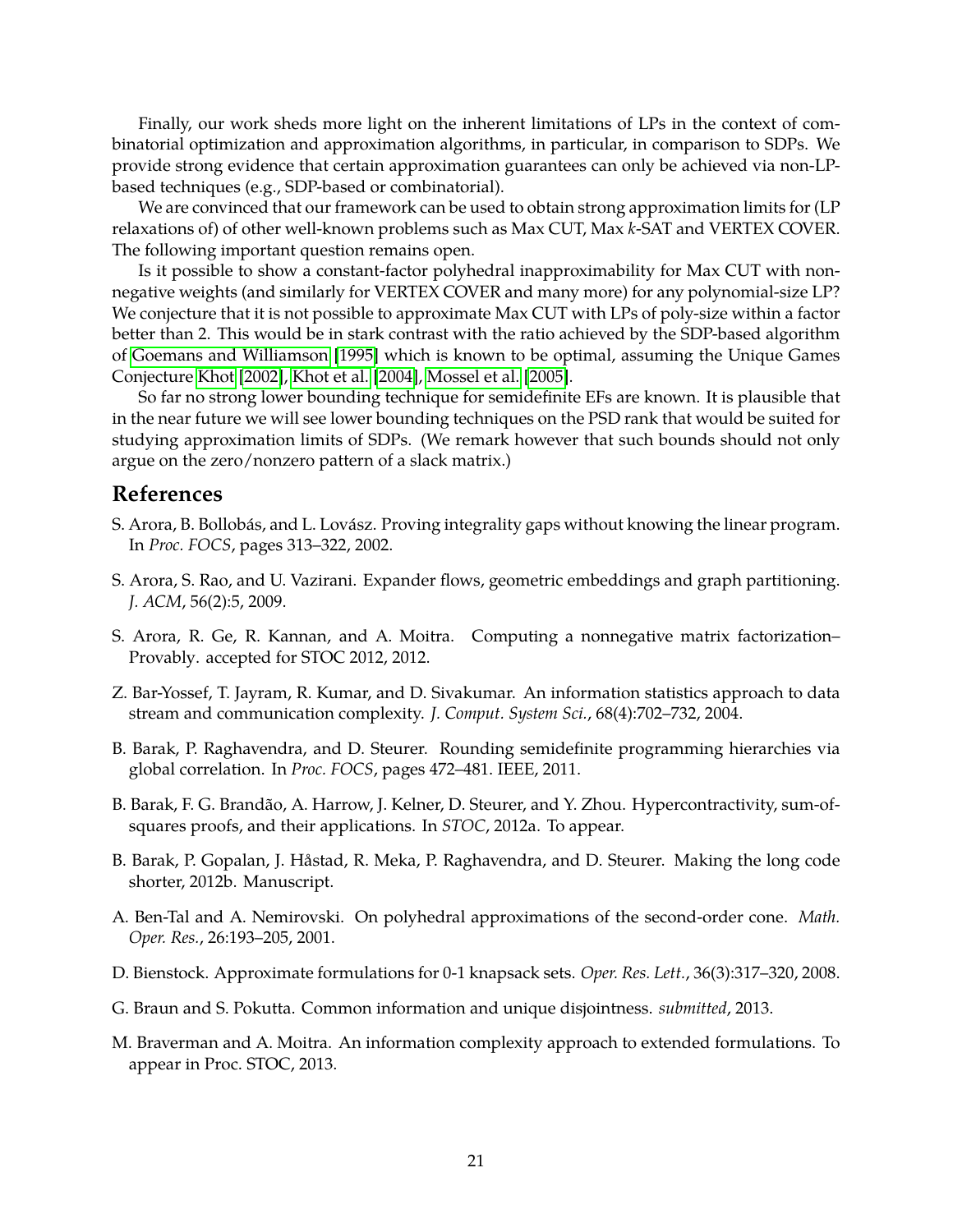Finally, our work sheds more light on the inherent limitations of LPs in the context of combinatorial optimization and approximation algorithms, in particular, in comparison to SDPs. We provide strong evidence that certain approximation guarantees can only be achieved via non-LP-based techniques (e.g., SDP-based or combinatorial).

We are convinced that our framework can be used to obtain strong approximation limits for (LP relaxations of) of other well-known problems such as Max CUT, Max $k$-SAT and VERTEX COVER. The following important question remains open.

Is it possible to show a constant-factor polyhedral inapproximability for Max CUT with nonnegative weights (and similarly for VERTEX COVER and many more) for any polynomial-size LP? We conjecture that it is not possible to approximate Max CUT with LPs of poly-size within a factor better than 2. This would be in stark contrast with the ratio achieved by the SDP-based algorithm of Goemans and Williamson [1995] which is known to be optimal, assuming the Unique Games Conjecture Khot [2002], Khot et al. [2004], Mossel et al. [2005].

So far no strong lower bounding technique for semidefinite EFs are known. It is plausible that in the near future we will see lower bounding techniques on the PSD rank that would be suited for studying approximation limits of SDPs. (We remark however that such bounds should not only argue on the zero/nonzero pattern of a slack matrix.)

## References

S. Arora, B. Bollobás, and L. Lovász. Proving integrality gaps without knowing the linear program. In *Proc. FOCS*, pages 313–322, 2002.

S. Arora, S. Rao, and U. Vazirani. Expander flows, geometric embeddings and graph partitioning. *J. ACM*, 56(2):5, 2009.

S. Arora, R. Ge, R. Kannan, and A. Moitra. Computing a nonnegative matrix factorization–Provably. accepted for STOC 2012, 2012.

Z. Bar-Yossef, T. Jayram, R. Kumar, and D. Sivakumar. An information statistics approach to data stream and communication complexity. *J. Comput. System Sci.*, 68(4):702–732, 2004.

B. Barak, P. Raghavendra, and D. Steurer. Rounding semidefinite programming hierarchies via global correlation. In *Proc. FOCS*, pages 472–481. IEEE, 2011.

B. Barak, F. G. Brandão, A. Harrow, J. Kelner, D. Steurer, and Y. Zhou. Hypercontractivity, sum-of-squares proofs, and their applications. In *STOC*, 2012a. To appear.

B. Barak, P. Gopalan, J. Håstad, R. Meka, P. Raghavendra, and D. Steurer. Making the long code shorter, 2012b. Manuscript.

A. Ben-Tal and A. Nemirovski. On polyhedral approximations of the second-order cone. *Math. Oper. Res.*, 26:193–205, 2001.

D. Bienstock. Approximate formulations for 0-1 knapsack sets. *Oper. Res. Lett.*, 36(3):317–320, 2008.

G. Braun and S. Pokutta. Common information and unique disjointness. *submitted*, 2013.

M. Braverman and A. Moitra. An information complexity approach to extended formulations. To appear in Proc. STOC, 2013.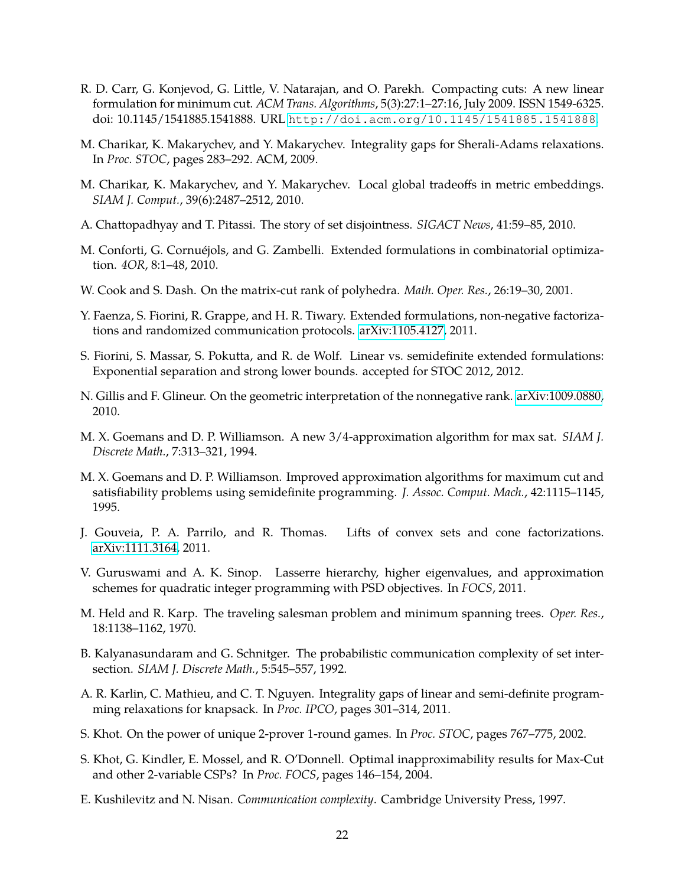R. D. Carr, G. Konjevod, G. Little, V. Natarajan, and O. Parekh. Compacting cuts: A new linear formulation for minimum cut. *ACM Trans. Algorithms*, 5(3):27:1–27:16, July 2009. ISSN 1549-6325. doi: 10.1145/1541885.1541888. URL `http://doi.acm.org/10.1145/1541885.1541888`.

M. Charikar, K. Makarychev, and Y. Makarychev. Integrality gaps for Sherali-Adams relaxations. In *Proc. STOC*, pages 283–292. ACM, 2009.

M. Charikar, K. Makarychev, and Y. Makarychev. Local global tradeoffs in metric embeddings. *SIAM J. Comput.*, 39(6):2487–2512, 2010.

A. Chattopadhyay and T. Pitassi. The story of set disjointness. *SIGACT News*, 41:59–85, 2010.

M. Conforti, G. Cornuéjols, and G. Zambelli. Extended formulations in combinatorial optimization. *4OR*, 8:1–48, 2010.

W. Cook and S. Dash. On the matrix-cut rank of polyhedra. *Math. Oper. Res.*, 26:19–30, 2001.

Y. Faenza, S. Fiorini, R. Grappe, and H. R. Tiwary. Extended formulations, non-negative factorizations and randomized communication protocols. arXiv:1105.4127, 2011.

S. Fiorini, S. Massar, S. Pokutta, and R. de Wolf. Linear vs. semidefinite extended formulations: Exponential separation and strong lower bounds. accepted for STOC 2012, 2012.

N. Gillis and F. Glineur. On the geometric interpretation of the nonnegative rank. arXiv:1009.0880, 2010.

M. X. Goemans and D. P. Williamson. A new 3/4-approximation algorithm for max sat. *SIAM J. Discrete Math.*, 7:313–321, 1994.

M. X. Goemans and D. P. Williamson. Improved approximation algorithms for maximum cut and satisfiability problems using semidefinite programming. *J. Assoc. Comput. Mach.*, 42:1115–1145, 1995.

J. Gouveia, P. A. Parrilo, and R. Thomas. Lifts of convex sets and cone factorizations. arXiv:1111.3164, 2011.

V. Guruswami and A. K. Sinop. Lasserre hierarchy, higher eigenvalues, and approximation schemes for quadratic integer programming with PSD objectives. In *FOCS*, 2011.

M. Held and R. Karp. The traveling salesman problem and minimum spanning trees. *Oper. Res.*, 18:1138–1162, 1970.

B. Kalyanasundaram and G. Schnitger. The probabilistic communication complexity of set intersection. *SIAM J. Discrete Math.*, 5:545–557, 1992.

A. R. Karlin, C. Mathieu, and C. T. Nguyen. Integrality gaps of linear and semi-definite programming relaxations for knapsack. In *Proc. IPCO*, pages 301–314, 2011.

S. Khot. On the power of unique 2-prover 1-round games. In *Proc. STOC*, pages 767–775, 2002.

S. Khot, G. Kindler, E. Mossel, and R. O'Donnell. Optimal inapproximability results for Max-Cut and other 2-variable CSPs? In *Proc. FOCS*, pages 146–154, 2004.

E. Kushilevitz and N. Nisan. *Communication complexity*. Cambridge University Press, 1997.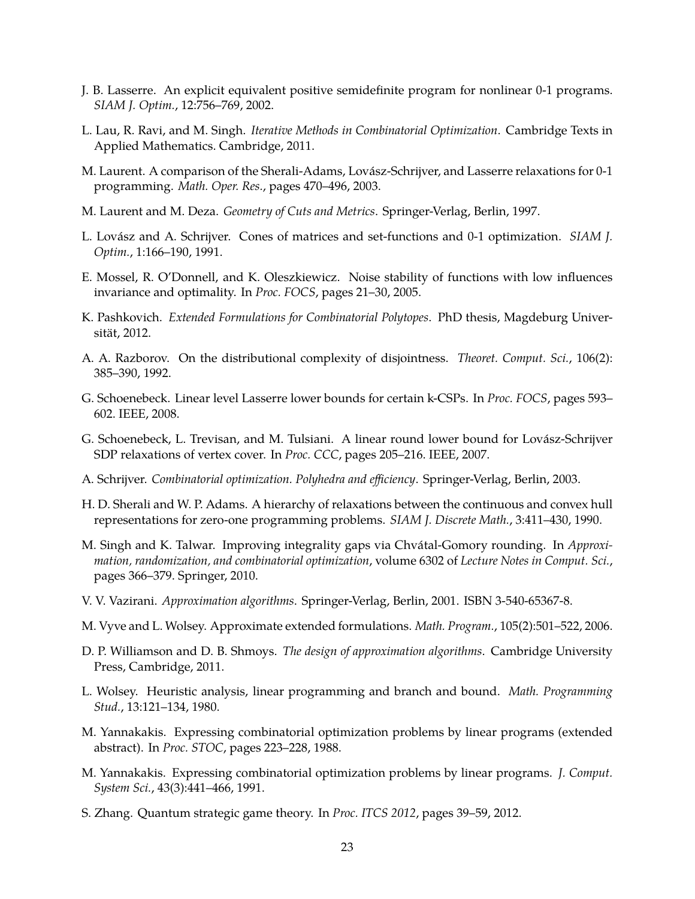J. B. Lasserre. An explicit equivalent positive semidefinite program for nonlinear 0-1 programs. *SIAM J. Optim.*, 12:756–769, 2002.

L. Lau, R. Ravi, and M. Singh. *Iterative Methods in Combinatorial Optimization*. Cambridge Texts in Applied Mathematics. Cambridge, 2011.

M. Laurent. A comparison of the Sherali-Adams, Lovász-Schrijver, and Lasserre relaxations for 0-1 programming. *Math. Oper. Res.*, pages 470–496, 2003.

M. Laurent and M. Deza. *Geometry of Cuts and Metrics*. Springer-Verlag, Berlin, 1997.

L. Lovász and A. Schrijver. Cones of matrices and set-functions and 0-1 optimization. *SIAM J. Optim.*, 1:166–190, 1991.

E. Mossel, R. O'Donnell, and K. Oleszkiewicz. Noise stability of functions with low influences invariance and optimality. In *Proc. FOCS*, pages 21–30, 2005.

K. Pashkovich. *Extended Formulations for Combinatorial Polytopes*. PhD thesis, Magdeburg Universität, 2012.

A. A. Razborov. On the distributional complexity of disjointness. *Theoret. Comput. Sci.*, 106(2): 385–390, 1992.

G. Schoenebeck. Linear level Lasserre lower bounds for certain k-CSPs. In *Proc. FOCS*, pages 593–602. IEEE, 2008.

G. Schoenebeck, L. Trevisan, and M. Tulsiani. A linear round lower bound for Lovász-Schrijver SDP relaxations of vertex cover. In *Proc. CCC*, pages 205–216. IEEE, 2007.

A. Schrijver. *Combinatorial optimization. Polyhedra and efficiency*. Springer-Verlag, Berlin, 2003.

H. D. Sherali and W. P. Adams. A hierarchy of relaxations between the continuous and convex hull representations for zero-one programming problems. *SIAM J. Discrete Math.*, 3:411–430, 1990.

M. Singh and K. Talwar. Improving integrality gaps via Chvátal-Gomory rounding. In *Approximation, randomization, and combinatorial optimization*, volume 6302 of *Lecture Notes in Comput. Sci.*, pages 366–379. Springer, 2010.

V. V. Vazirani. *Approximation algorithms*. Springer-Verlag, Berlin, 2001. ISBN 3-540-65367-8.

M. Vyve and L. Wolsey. Approximate extended formulations. *Math. Program.*, 105(2):501–522, 2006.

D. P. Williamson and D. B. Shmoys. *The design of approximation algorithms*. Cambridge University Press, Cambridge, 2011.

L. Wolsey. Heuristic analysis, linear programming and branch and bound. *Math. Programming Stud.*, 13:121–134, 1980.

M. Yannakakis. Expressing combinatorial optimization problems by linear programs (extended abstract). In *Proc. STOC*, pages 223–228, 1988.

M. Yannakakis. Expressing combinatorial optimization problems by linear programs. *J. Comput. System Sci.*, 43(3):441–466, 1991.

S. Zhang. Quantum strategic game theory. In *Proc. ITCS 2012*, pages 39–59, 2012.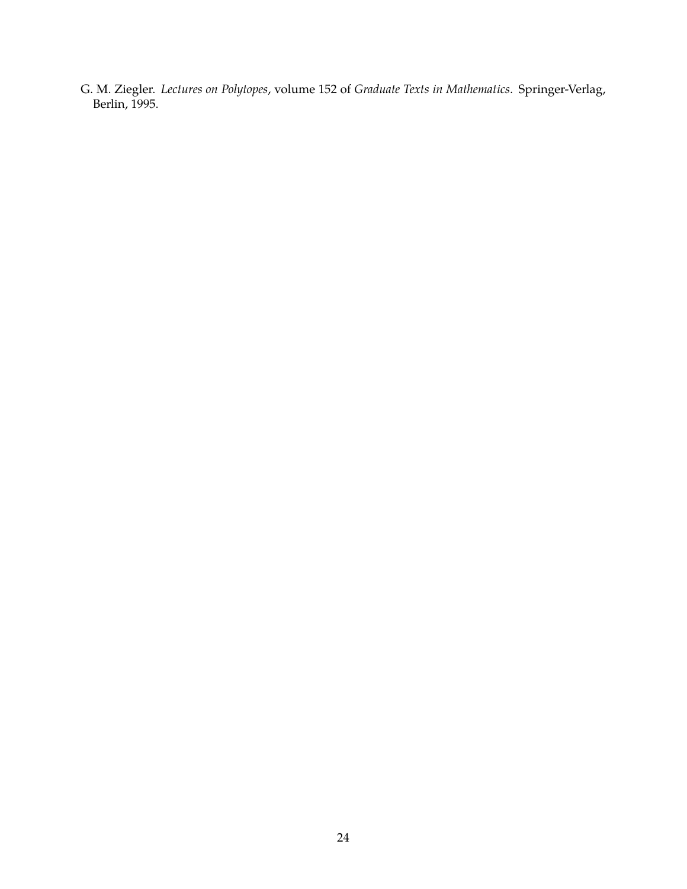G. M. Ziegler. *Lectures on Polytopes*, volume 152 of *Graduate Texts in Mathematics*. Springer-Verlag, Berlin, 1995.